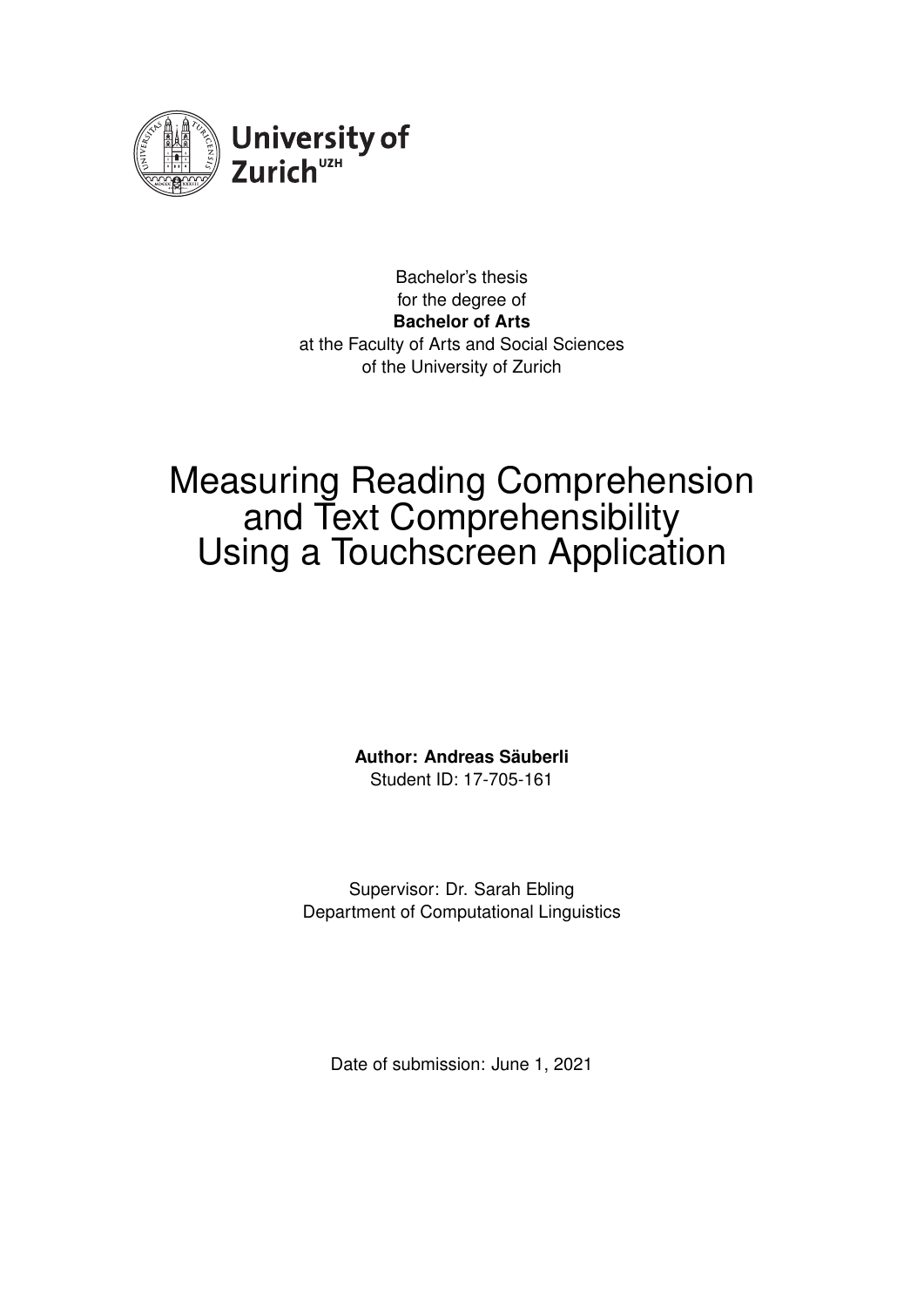University of Zurich[UZH]

Bachelor's thesis
for the degree of
**Bachelor of Arts**
at the Faculty of Arts and Social Sciences
of the University of Zurich

# Measuring Reading Comprehension and Text Comprehensibility Using a Touchscreen Application

**Author: Andreas Säuberli**
Student ID: 17-705-161

Supervisor: Dr. Sarah Ebling
Department of Computational Linguistics

Date of submission: June 1, 2021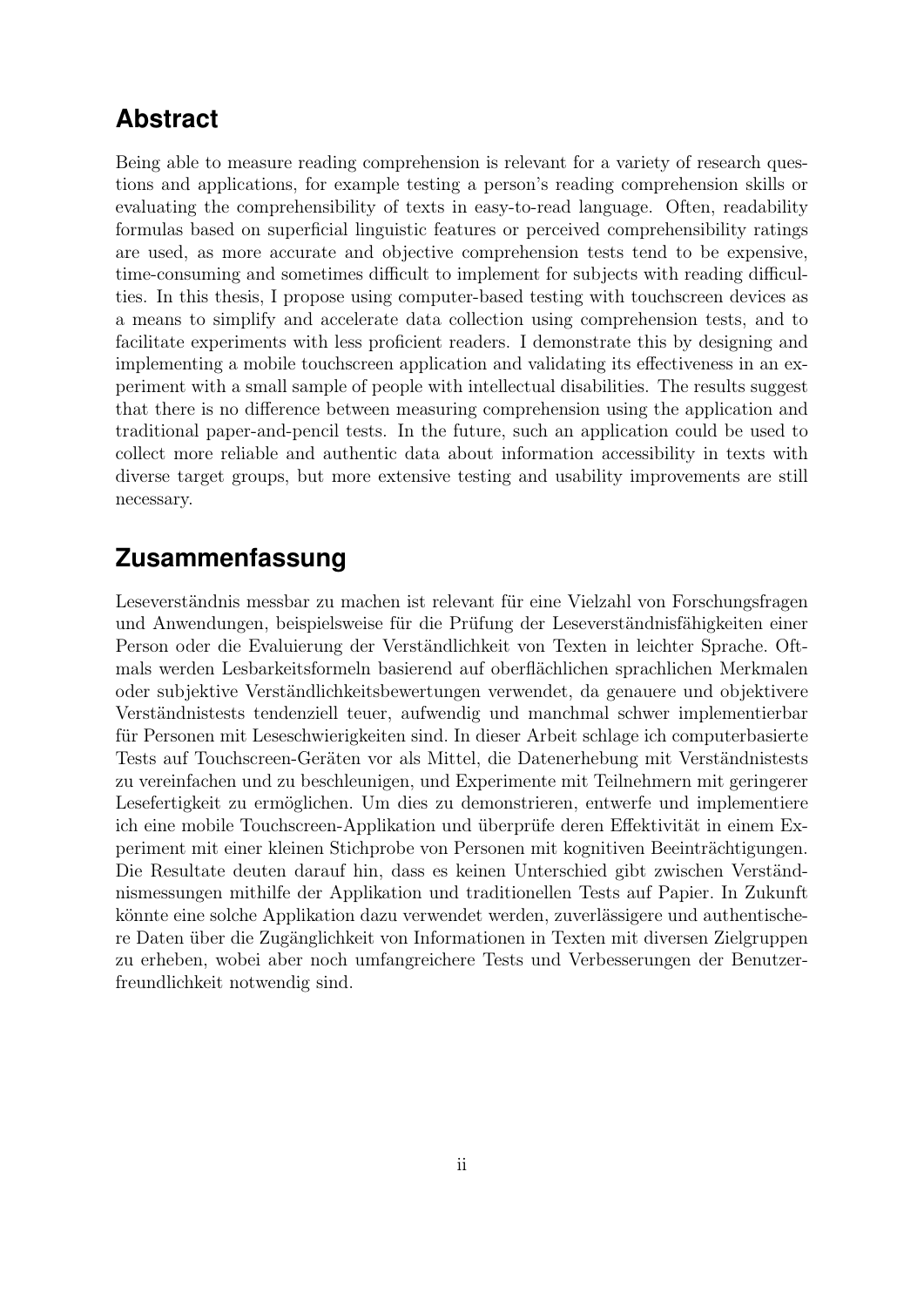## Abstract

Being able to measure reading comprehension is relevant for a variety of research questions and applications, for example testing a person's reading comprehension skills or evaluating the comprehensibility of texts in easy-to-read language. Often, readability formulas based on superficial linguistic features or perceived comprehensibility ratings are used, as more accurate and objective comprehension tests tend to be expensive, time-consuming and sometimes difficult to implement for subjects with reading difficulties. In this thesis, I propose using computer-based testing with touchscreen devices as a means to simplify and accelerate data collection using comprehension tests, and to facilitate experiments with less proficient readers. I demonstrate this by designing and implementing a mobile touchscreen application and validating its effectiveness in an experiment with a small sample of people with intellectual disabilities. The results suggest that there is no difference between measuring comprehension using the application and traditional paper-and-pencil tests. In the future, such an application could be used to collect more reliable and authentic data about information accessibility in texts with diverse target groups, but more extensive testing and usability improvements are still necessary.

## Zusammenfassung

Leseverständnis messbar zu machen ist relevant für eine Vielzahl von Forschungsfragen und Anwendungen, beispielsweise für die Prüfung der Leseverständnisfähigkeiten einer Person oder die Evaluierung der Verständlichkeit von Texten in leichter Sprache. Oftmals werden Lesbarkeitsformeln basierend auf oberflächlichen sprachlichen Merkmalen oder subjektive Verständlichkeitsbewertungen verwendet, da genauere und objektivere Verständnistests tendenziell teuer, aufwendig und manchmal schwer implementierbar für Personen mit Leseschwierigkeiten sind. In dieser Arbeit schlage ich computerbasierte Tests auf Touchscreen-Geräten vor als Mittel, die Datenerhebung mit Verständnistests zu vereinfachen und zu beschleunigen, und Experimente mit Teilnehmern mit geringerer Lesefertigkeit zu ermöglichen. Um dies zu demonstrieren, entwerfe und implementiere ich eine mobile Touchscreen-Applikation und überprüfe deren Effektivität in einem Experiment mit einer kleinen Stichprobe von Personen mit kognitiven Beeinträchtigungen. Die Resultate deuten darauf hin, dass es keinen Unterschied gibt zwischen Verständnismessungen mithilfe der Applikation und traditionellen Tests auf Papier. In Zukunft könnte eine solche Applikation dazu verwendet werden, zuverlässigere und authentischere Daten über die Zugänglichkeit von Informationen in Texten mit diversen Zielgruppen zu erheben, wobei aber noch umfangreichere Tests und Verbesserungen der Benutzerfreundlichkeit notwendig sind.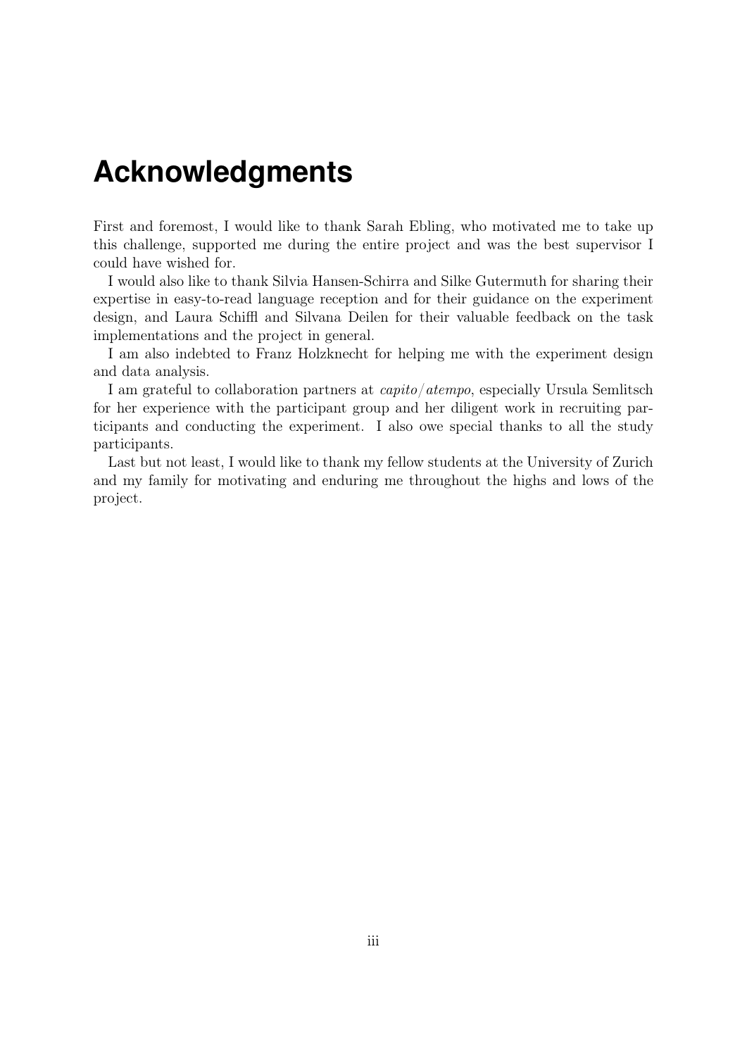# Acknowledgments

First and foremost, I would like to thank Sarah Ebling, who motivated me to take up this challenge, supported me during the entire project and was the best supervisor I could have wished for.

I would also like to thank Silvia Hansen-Schirra and Silke Gutermuth for sharing their expertise in easy-to-read language reception and for their guidance on the experiment design, and Laura Schiffl and Silvana Deilen for their valuable feedback on the task implementations and the project in general.

I am also indebted to Franz Holzknecht for helping me with the experiment design and data analysis.

I am grateful to collaboration partners at *capito/atempo*, especially Ursula Semlitsch for her experience with the participant group and her diligent work in recruiting participants and conducting the experiment. I also owe special thanks to all the study participants.

Last but not least, I would like to thank my fellow students at the University of Zurich and my family for motivating and enduring me throughout the highs and lows of the project.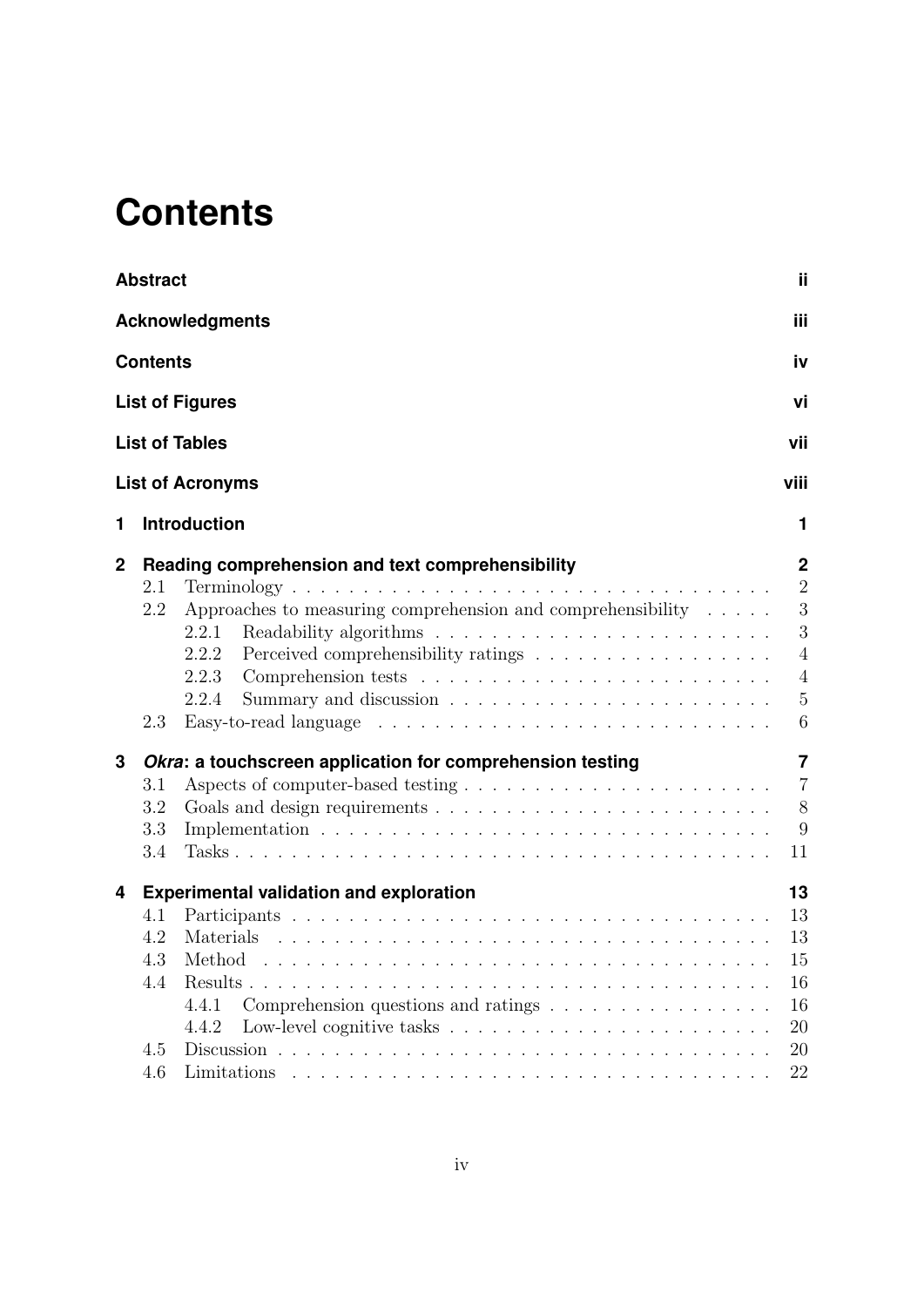# Contents

**Abstract** ii

**Acknowledgments** iii

**Contents** iv

**List of Figures** vi

**List of Tables** vii

**List of Acronyms** viii

**1 Introduction** 1

**2 Reading comprehension and text comprehensibility** 2
- 2.1 Terminology . . . . . 2
- 2.2 Approaches to measuring comprehension and comprehensibility . . . . . 3
  - 2.2.1 Readability algorithms . . . . . 3
  - 2.2.2 Perceived comprehensibility ratings . . . . . 4
  - 2.2.3 Comprehension tests . . . . . 4
  - 2.2.4 Summary and discussion . . . . . 5
- 2.3 Easy-to-read language . . . . . 6

**3 *Okra*: a touchscreen application for comprehension testing** 7
- 3.1 Aspects of computer-based testing . . . . . 7
- 3.2 Goals and design requirements . . . . . 8
- 3.3 Implementation . . . . . 9
- 3.4 Tasks . . . . . 11

**4 Experimental validation and exploration** 13
- 4.1 Participants . . . . . 13
- 4.2 Materials . . . . . 13
- 4.3 Method . . . . . 15
- 4.4 Results . . . . . 16
  - 4.4.1 Comprehension questions and ratings . . . . . 16
  - 4.4.2 Low-level cognitive tasks . . . . . 20
- 4.5 Discussion . . . . . 20
- 4.6 Limitations . . . . . 22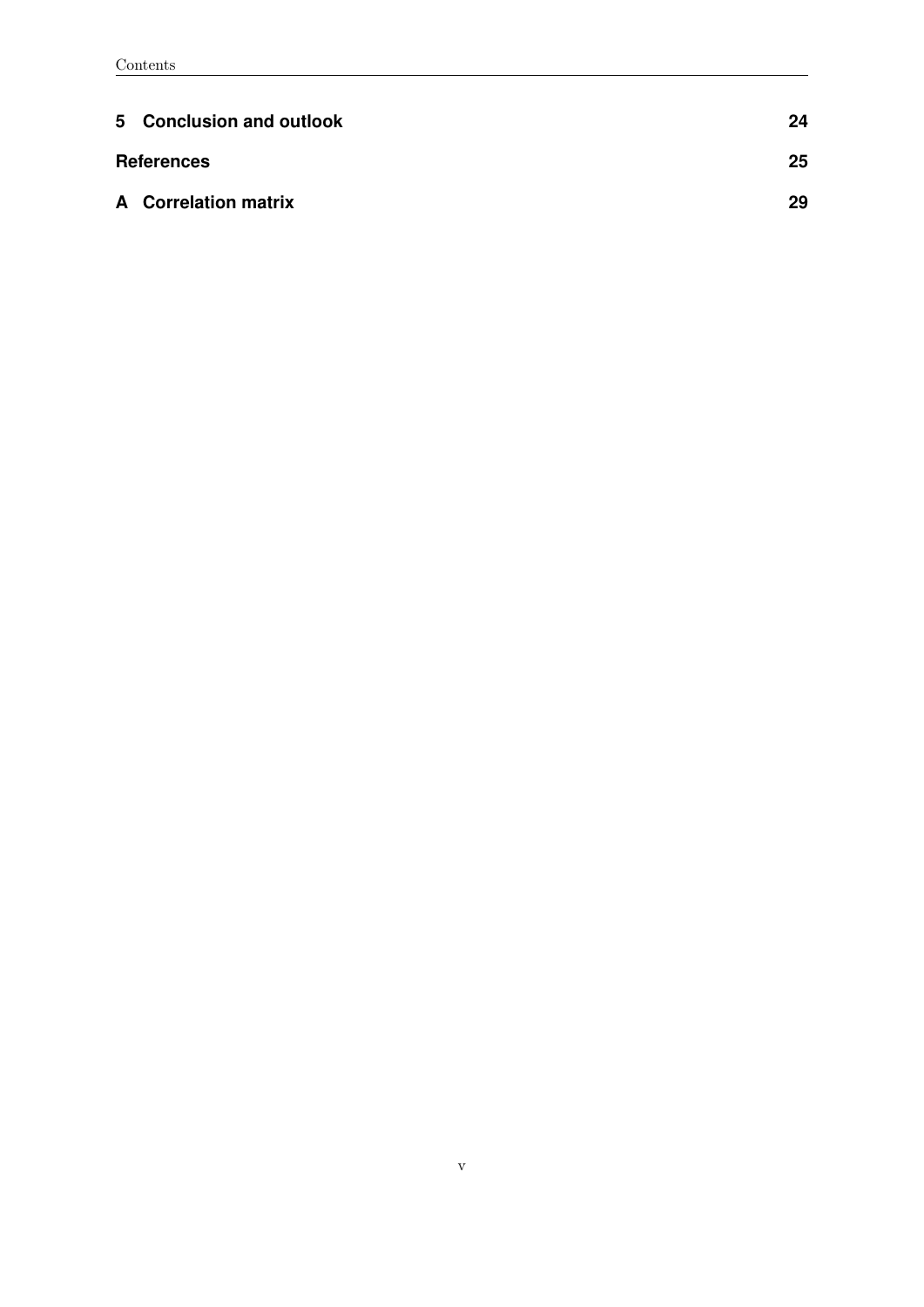| | |
|---|---|
| **5 Conclusion and outlook** | **24** |
| **References** | **25** |
| **A Correlation matrix** | **29** |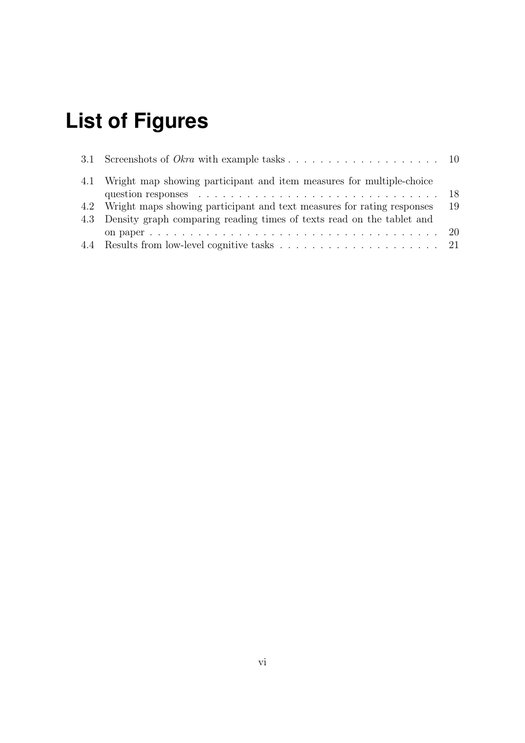# List of Figures

3.1 Screenshots of *Okra* with example tasks . . . . . . . . . . . . . . . . . . . . 10

4.1 Wright map showing participant and item measures for multiple-choice question responses . . . . . . . . . . . . . . . . . . . . . . . . . . . . . . . 18

4.2 Wright maps showing participant and text measures for rating responses 19

4.3 Density graph comparing reading times of texts read on the tablet and on paper . . . . . . . . . . . . . . . . . . . . . . . . . . . . . . . . . . . . 20

4.4 Results from low-level cognitive tasks . . . . . . . . . . . . . . . . . . . . 21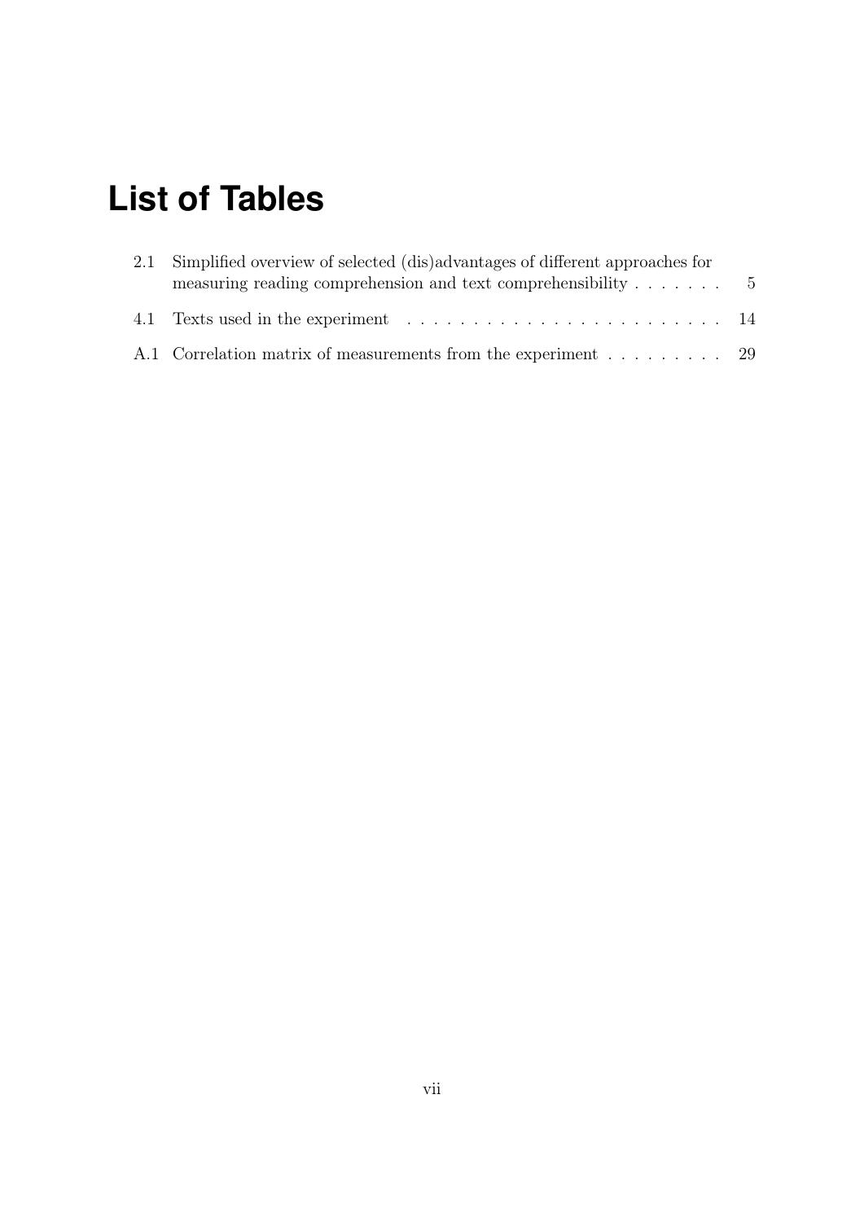# List of Tables

2.1 Simplified overview of selected (dis)advantages of different approaches for measuring reading comprehension and text comprehensibility . . . . . . . 5

4.1 Texts used in the experiment . . . . . . . . . . . . . . . . . . . . . . . . 14

A.1 Correlation matrix of measurements from the experiment . . . . . . . . . 29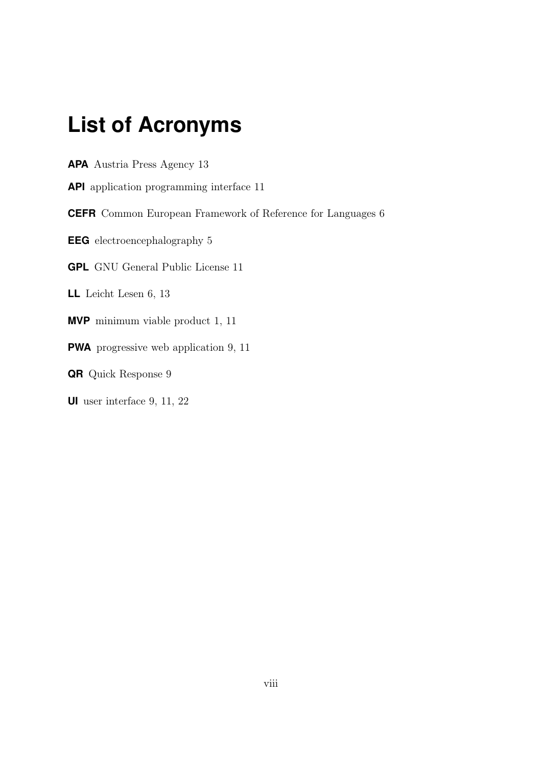# List of Acronyms

**APA** Austria Press Agency 13

**API** application programming interface 11

**CEFR** Common European Framework of Reference for Languages 6

**EEG** electroencephalography 5

**GPL** GNU General Public License 11

**LL** Leicht Lesen 6, 13

**MVP** minimum viable product 1, 11

**PWA** progressive web application 9, 11

**QR** Quick Response 9

**UI** user interface 9, 11, 22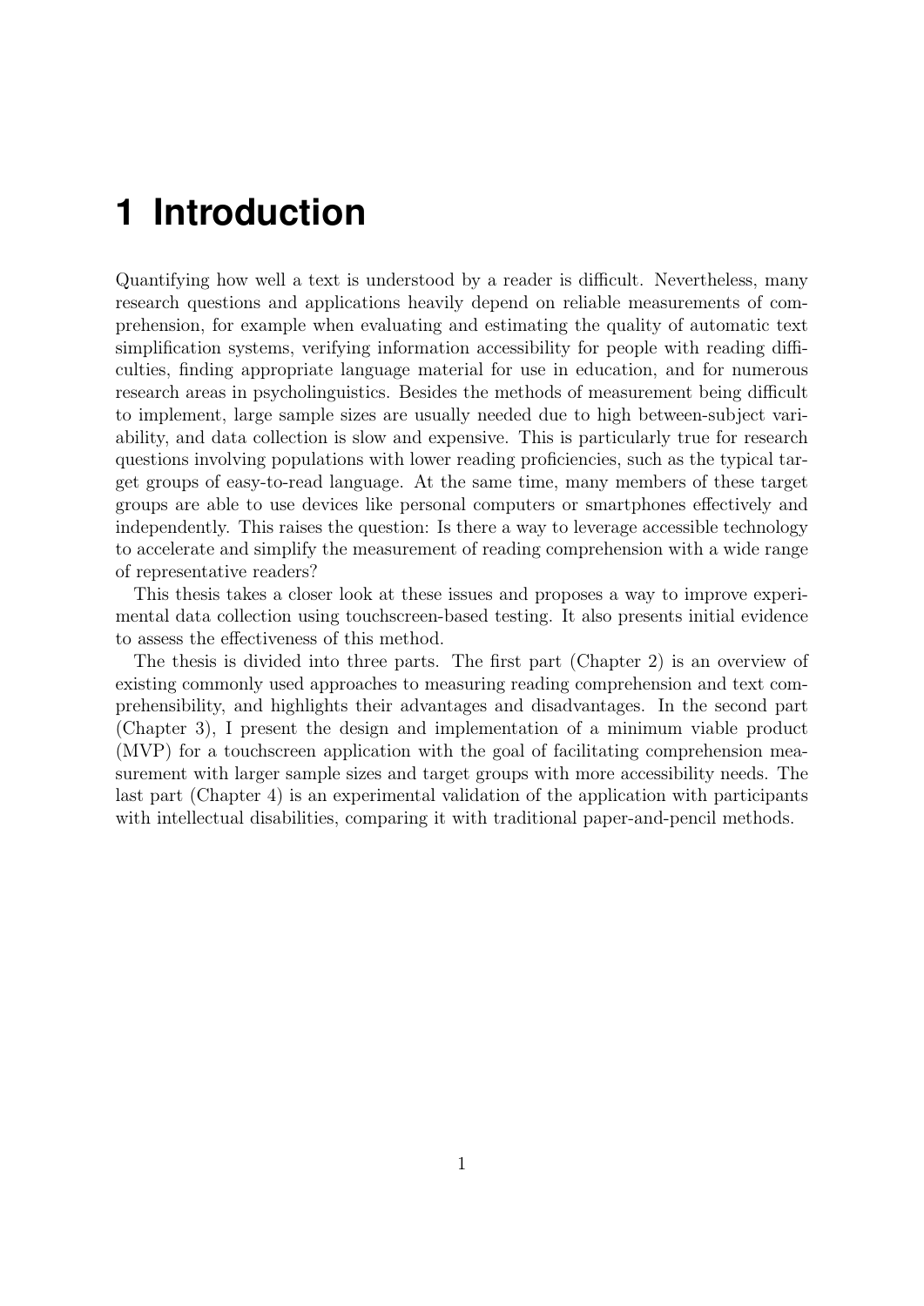# 1 Introduction

Quantifying how well a text is understood by a reader is difficult. Nevertheless, many research questions and applications heavily depend on reliable measurements of comprehension, for example when evaluating and estimating the quality of automatic text simplification systems, verifying information accessibility for people with reading difficulties, finding appropriate language material for use in education, and for numerous research areas in psycholinguistics. Besides the methods of measurement being difficult to implement, large sample sizes are usually needed due to high between-subject variability, and data collection is slow and expensive. This is particularly true for research questions involving populations with lower reading proficiencies, such as the typical target groups of easy-to-read language. At the same time, many members of these target groups are able to use devices like personal computers or smartphones effectively and independently. This raises the question: Is there a way to leverage accessible technology to accelerate and simplify the measurement of reading comprehension with a wide range of representative readers?

This thesis takes a closer look at these issues and proposes a way to improve experimental data collection using touchscreen-based testing. It also presents initial evidence to assess the effectiveness of this method.

The thesis is divided into three parts. The first part (Chapter 2) is an overview of existing commonly used approaches to measuring reading comprehension and text comprehensibility, and highlights their advantages and disadvantages. In the second part (Chapter 3), I present the design and implementation of a minimum viable product (MVP) for a touchscreen application with the goal of facilitating comprehension measurement with larger sample sizes and target groups with more accessibility needs. The last part (Chapter 4) is an experimental validation of the application with participants with intellectual disabilities, comparing it with traditional paper-and-pencil methods.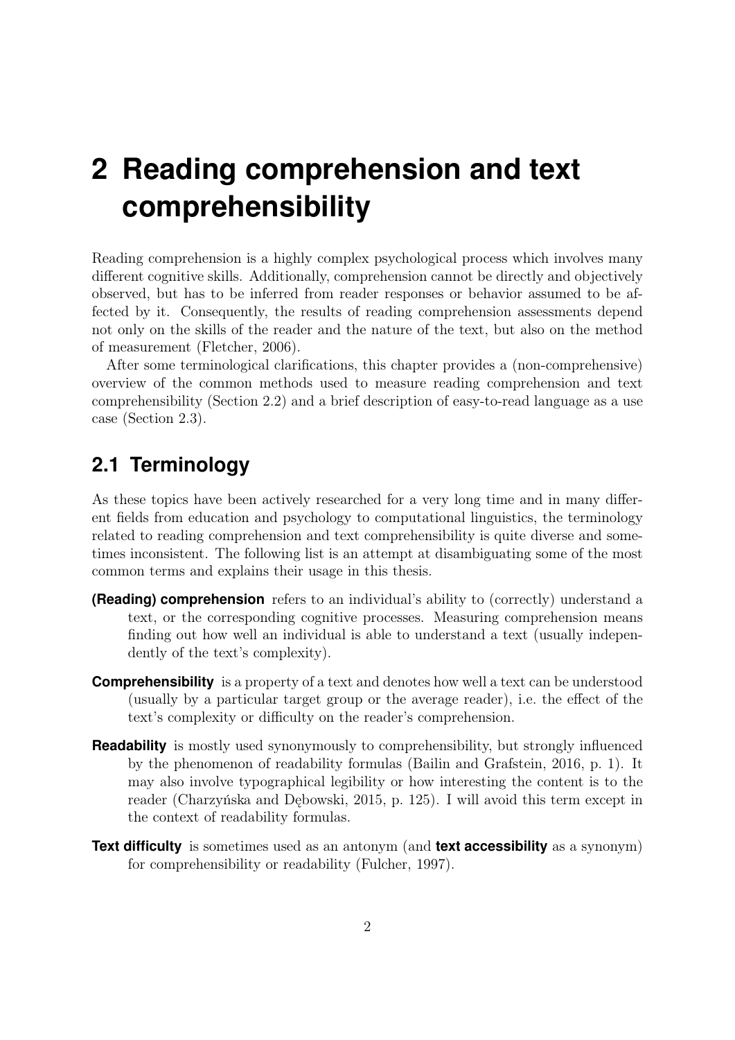# 2 Reading comprehension and text comprehensibility

Reading comprehension is a highly complex psychological process which involves many different cognitive skills. Additionally, comprehension cannot be directly and objectively observed, but has to be inferred from reader responses or behavior assumed to be affected by it. Consequently, the results of reading comprehension assessments depend not only on the skills of the reader and the nature of the text, but also on the method of measurement (Fletcher, 2006).

After some terminological clarifications, this chapter provides a (non-comprehensive) overview of the common methods used to measure reading comprehension and text comprehensibility (Section 2.2) and a brief description of easy-to-read language as a use case (Section 2.3).

## 2.1 Terminology

As these topics have been actively researched for a very long time and in many different fields from education and psychology to computational linguistics, the terminology related to reading comprehension and text comprehensibility is quite diverse and sometimes inconsistent. The following list is an attempt at disambiguating some of the most common terms and explains their usage in this thesis.

**(Reading) comprehension** refers to an individual's ability to (correctly) understand a text, or the corresponding cognitive processes. Measuring comprehension means finding out how well an individual is able to understand a text (usually independently of the text's complexity).

**Comprehensibility** is a property of a text and denotes how well a text can be understood (usually by a particular target group or the average reader), i.e. the effect of the text's complexity or difficulty on the reader's comprehension.

**Readability** is mostly used synonymously to comprehensibility, but strongly influenced by the phenomenon of readability formulas (Bailin and Grafstein, 2016, p. 1). It may also involve typographical legibility or how interesting the content is to the reader (Charzyńska and Dębowski, 2015, p. 125). I will avoid this term except in the context of readability formulas.

**Text difficulty** is sometimes used as an antonym (and **text accessibility** as a synonym) for comprehensibility or readability (Fulcher, 1997).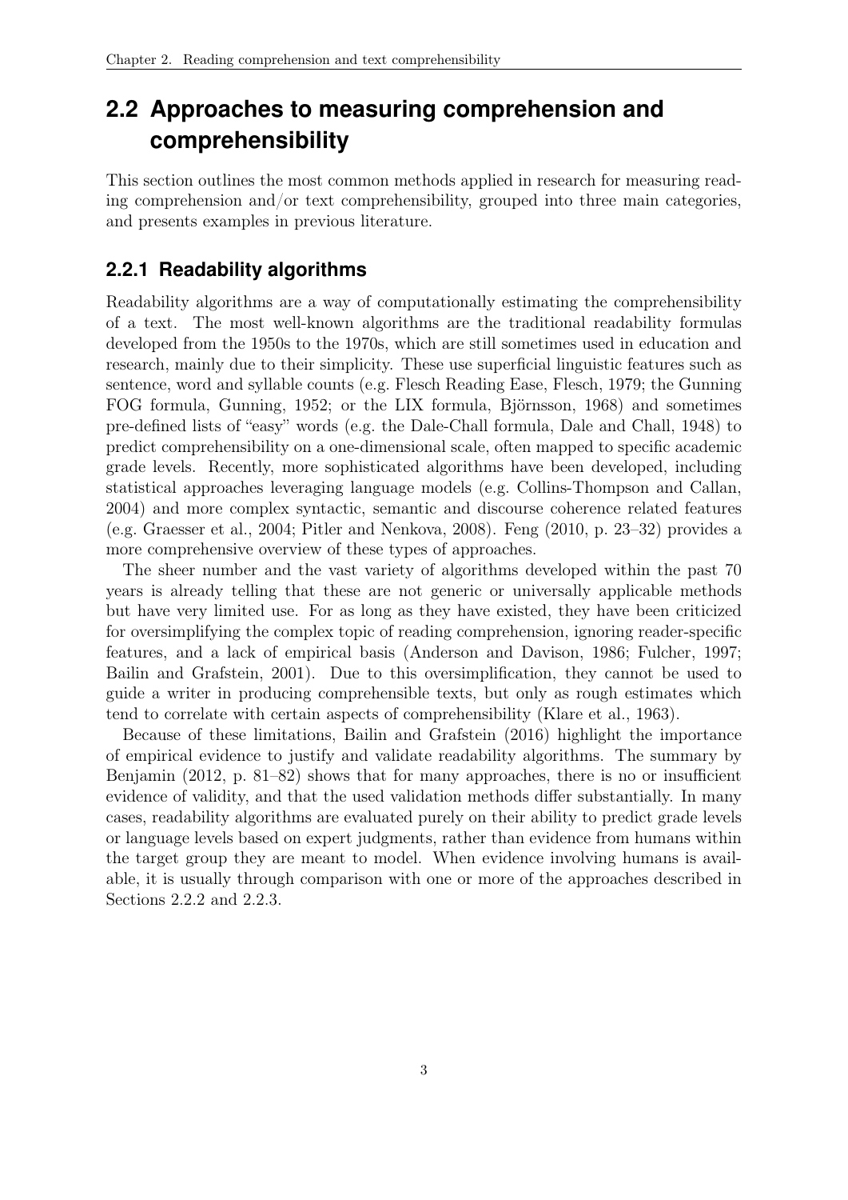## 2.2 Approaches to measuring comprehension and comprehensibility

This section outlines the most common methods applied in research for measuring reading comprehension and/or text comprehensibility, grouped into three main categories, and presents examples in previous literature.

### 2.2.1 Readability algorithms

Readability algorithms are a way of computationally estimating the comprehensibility of a text. The most well-known algorithms are the traditional readability formulas developed from the 1950s to the 1970s, which are still sometimes used in education and research, mainly due to their simplicity. These use superficial linguistic features such as sentence, word and syllable counts (e.g. Flesch Reading Ease, Flesch, 1979; the Gunning FOG formula, Gunning, 1952; or the LIX formula, Björnsson, 1968) and sometimes pre-defined lists of "easy" words (e.g. the Dale-Chall formula, Dale and Chall, 1948) to predict comprehensibility on a one-dimensional scale, often mapped to specific academic grade levels. Recently, more sophisticated algorithms have been developed, including statistical approaches leveraging language models (e.g. Collins-Thompson and Callan, 2004) and more complex syntactic, semantic and discourse coherence related features (e.g. Graesser et al., 2004; Pitler and Nenkova, 2008). Feng (2010, p. 23–32) provides a more comprehensive overview of these types of approaches.

The sheer number and the vast variety of algorithms developed within the past 70 years is already telling that these are not generic or universally applicable methods but have very limited use. For as long as they have existed, they have been criticized for oversimplifying the complex topic of reading comprehension, ignoring reader-specific features, and a lack of empirical basis (Anderson and Davison, 1986; Fulcher, 1997; Bailin and Grafstein, 2001). Due to this oversimplification, they cannot be used to guide a writer in producing comprehensible texts, but only as rough estimates which tend to correlate with certain aspects of comprehensibility (Klare et al., 1963).

Because of these limitations, Bailin and Grafstein (2016) highlight the importance of empirical evidence to justify and validate readability algorithms. The summary by Benjamin (2012, p. 81–82) shows that for many approaches, there is no or insufficient evidence of validity, and that the used validation methods differ substantially. In many cases, readability algorithms are evaluated purely on their ability to predict grade levels or language levels based on expert judgments, rather than evidence from humans within the target group they are meant to model. When evidence involving humans is available, it is usually through comparison with one or more of the approaches described in Sections 2.2.2 and 2.2.3.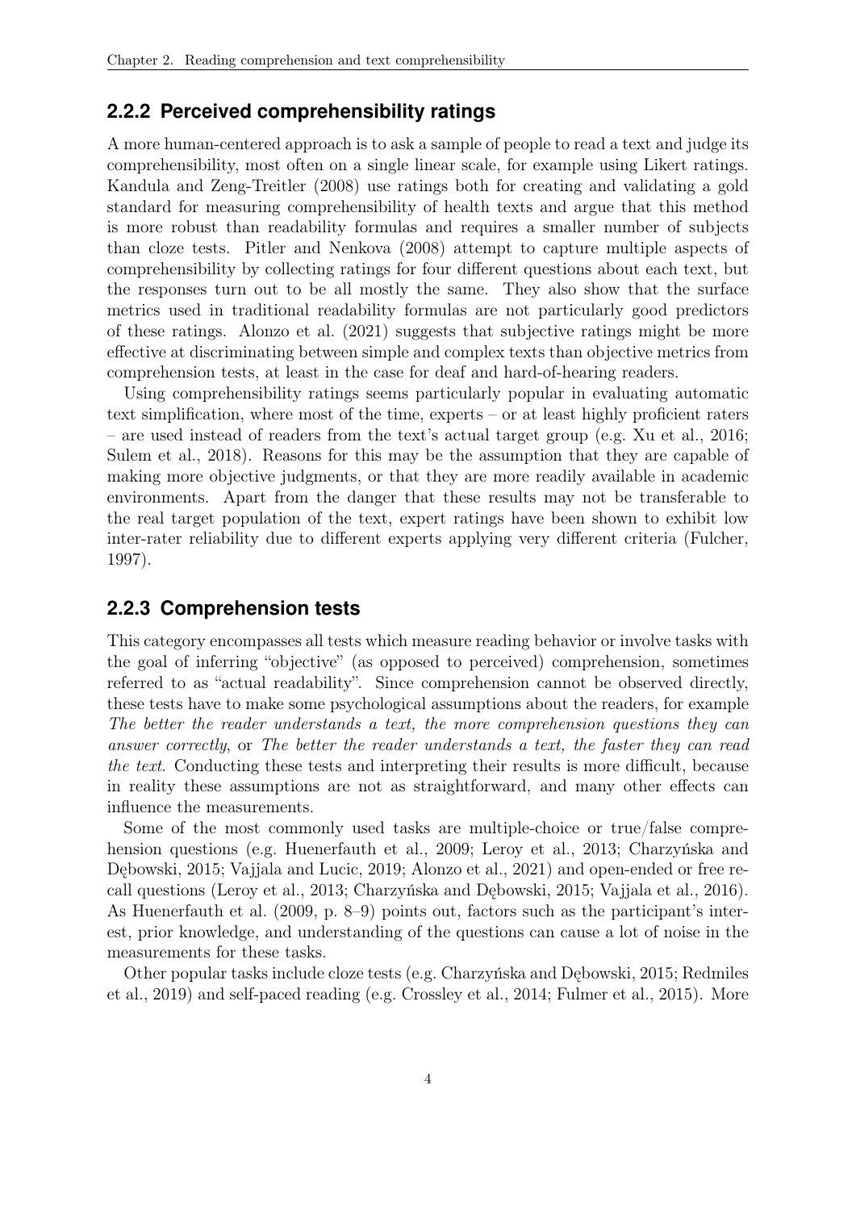### 2.2.2 Perceived comprehensibility ratings

A more human-centered approach is to ask a sample of people to read a text and judge its comprehensibility, most often on a single linear scale, for example using Likert ratings. Kandula and Zeng-Treitler (2008) use ratings both for creating and validating a gold standard for measuring comprehensibility of health texts and argue that this method is more robust than readability formulas and requires a smaller number of subjects than cloze tests. Pitler and Nenkova (2008) attempt to capture multiple aspects of comprehensibility by collecting ratings for four different questions about each text, but the responses turn out to be all mostly the same. They also show that the surface metrics used in traditional readability formulas are not particularly good predictors of these ratings. Alonzo et al. (2021) suggests that subjective ratings might be more effective at discriminating between simple and complex texts than objective metrics from comprehension tests, at least in the case for deaf and hard-of-hearing readers.

Using comprehensibility ratings seems particularly popular in evaluating automatic text simplification, where most of the time, experts – or at least highly proficient raters – are used instead of readers from the text's actual target group (e.g. Xu et al., 2016; Sulem et al., 2018). Reasons for this may be the assumption that they are capable of making more objective judgments, or that they are more readily available in academic environments. Apart from the danger that these results may not be transferable to the real target population of the text, expert ratings have been shown to exhibit low inter-rater reliability due to different experts applying very different criteria (Fulcher, 1997).

### 2.2.3 Comprehension tests

This category encompasses all tests which measure reading behavior or involve tasks with the goal of inferring "objective" (as opposed to perceived) comprehension, sometimes referred to as "actual readability". Since comprehension cannot be observed directly, these tests have to make some psychological assumptions about the readers, for example *The better the reader understands a text, the more comprehension questions they can answer correctly*, or *The better the reader understands a text, the faster they can read the text*. Conducting these tests and interpreting their results is more difficult, because in reality these assumptions are not as straightforward, and many other effects can influence the measurements.

Some of the most commonly used tasks are multiple-choice or true/false comprehension questions (e.g. Huenerfauth et al., 2009; Leroy et al., 2013; Charzyńska and Dębowski, 2015; Vajjala and Lucic, 2019; Alonzo et al., 2021) and open-ended or free recall questions (Leroy et al., 2013; Charzyńska and Dębowski, 2015; Vajjala et al., 2016). As Huenerfauth et al. (2009, p. 8–9) points out, factors such as the participant's interest, prior knowledge, and understanding of the questions can cause a lot of noise in the measurements for these tasks.

Other popular tasks include cloze tests (e.g. Charzyńska and Dębowski, 2015; Redmiles et al., 2019) and self-paced reading (e.g. Crossley et al., 2014; Fulmer et al., 2015). More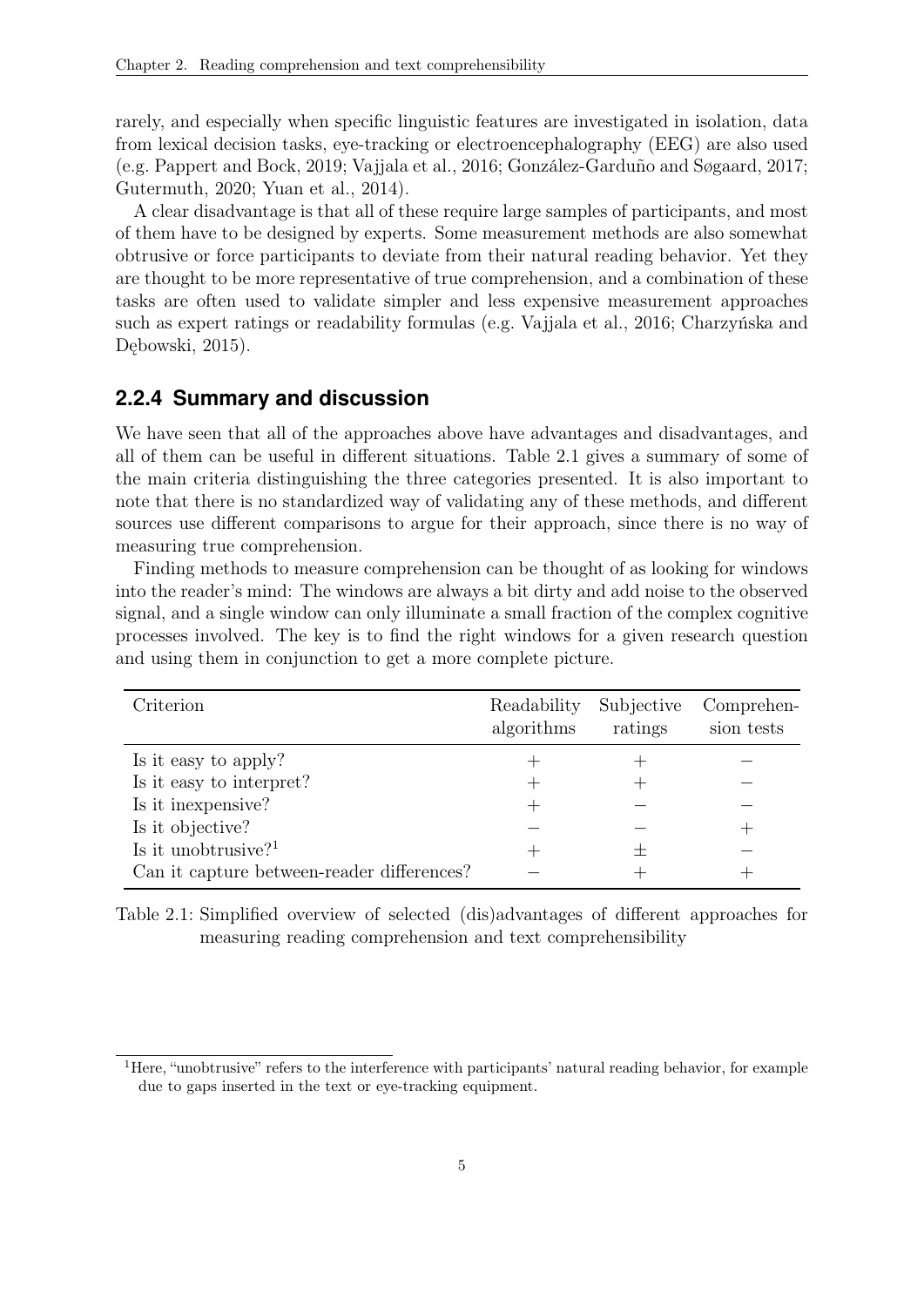rarely, and especially when specific linguistic features are investigated in isolation, data from lexical decision tasks, eye-tracking or electroencephalography (EEG) are also used (e.g. Pappert and Bock, 2019; Vajjala et al., 2016; González-Garduño and Søgaard, 2017; Gutermuth, 2020; Yuan et al., 2014).

A clear disadvantage is that all of these require large samples of participants, and most of them have to be designed by experts. Some measurement methods are also somewhat obtrusive or force participants to deviate from their natural reading behavior. Yet they are thought to be more representative of true comprehension, and a combination of these tasks are often used to validate simpler and less expensive measurement approaches such as expert ratings or readability formulas (e.g. Vajjala et al., 2016; Charzyńska and Dębowski, 2015).

### 2.2.4 Summary and discussion

We have seen that all of the approaches above have advantages and disadvantages, and all of them can be useful in different situations. Table 2.1 gives a summary of some of the main criteria distinguishing the three categories presented. It is also important to note that there is no standardized way of validating any of these methods, and different sources use different comparisons to argue for their approach, since there is no way of measuring true comprehension.

Finding methods to measure comprehension can be thought of as looking for windows into the reader's mind: The windows are always a bit dirty and add noise to the observed signal, and a single window can only illuminate a small fraction of the complex cognitive processes involved. The key is to find the right windows for a given research question and using them in conjunction to get a more complete picture.

| Criterion | Readability algorithms | Subjective ratings | Comprehension tests |
|---|---|---|---|
| Is it easy to apply? | + | + | − |
| Is it easy to interpret? | + | + | − |
| Is it inexpensive? | + | − | − |
| Is it objective? | − | − | + |
| Is it unobtrusive?[1] | + | ± | − |
| Can it capture between-reader differences? | − | + | + |

Table 2.1: Simplified overview of selected (dis)advantages of different approaches for measuring reading comprehension and text comprehensibility

[1] Here, "unobtrusive" refers to the interference with participants' natural reading behavior, for example due to gaps inserted in the text or eye-tracking equipment.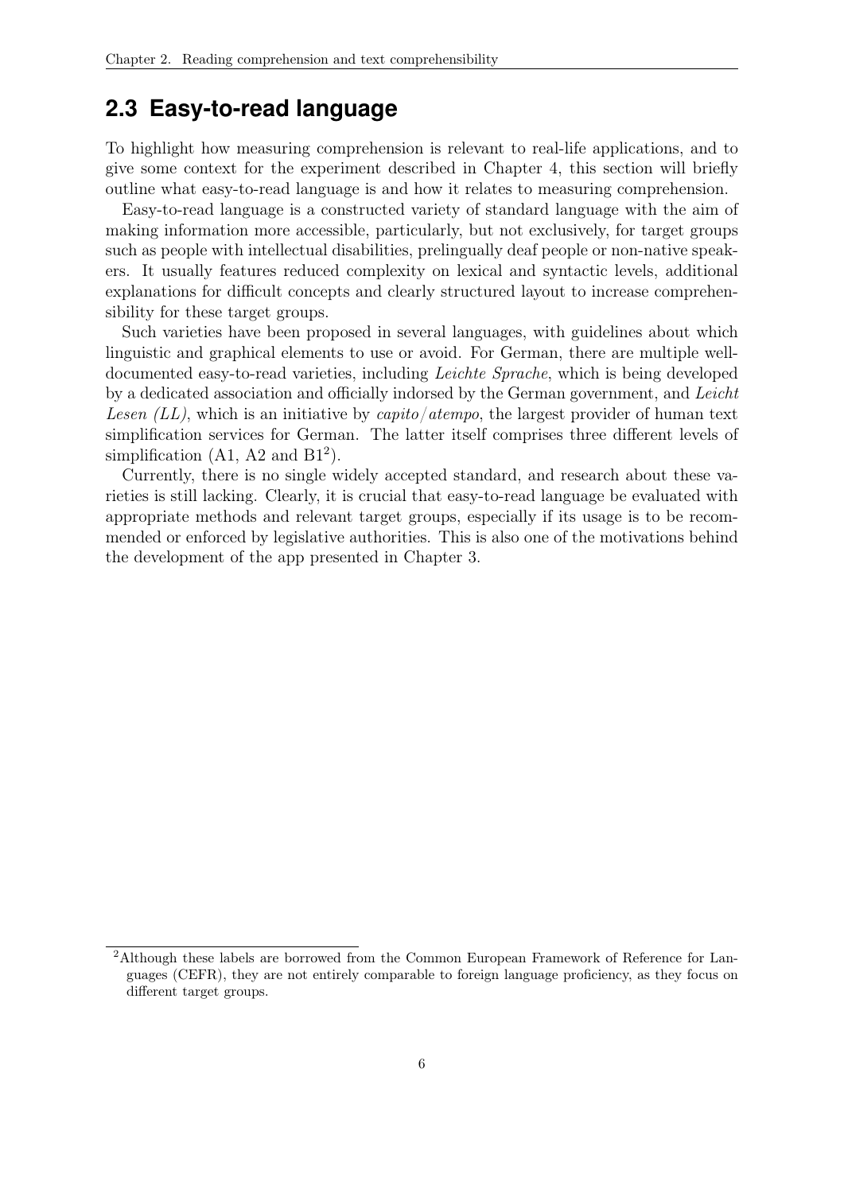## 2.3 Easy-to-read language

To highlight how measuring comprehension is relevant to real-life applications, and to give some context for the experiment described in Chapter 4, this section will briefly outline what easy-to-read language is and how it relates to measuring comprehension.

Easy-to-read language is a constructed variety of standard language with the aim of making information more accessible, particularly, but not exclusively, for target groups such as people with intellectual disabilities, prelingually deaf people or non-native speakers. It usually features reduced complexity on lexical and syntactic levels, additional explanations for difficult concepts and clearly structured layout to increase comprehensibility for these target groups.

Such varieties have been proposed in several languages, with guidelines about which linguistic and graphical elements to use or avoid. For German, there are multiple well-documented easy-to-read varieties, including *Leichte Sprache*, which is being developed by a dedicated association and officially indorsed by the German government, and *Leicht Lesen (LL)*, which is an initiative by *capito/atempo*, the largest provider of human text simplification services for German. The latter itself comprises three different levels of simplification (A1, A2 and B1[2]).

Currently, there is no single widely accepted standard, and research about these varieties is still lacking. Clearly, it is crucial that easy-to-read language be evaluated with appropriate methods and relevant target groups, especially if its usage is to be recommended or enforced by legislative authorities. This is also one of the motivations behind the development of the app presented in Chapter 3.

[2]Although these labels are borrowed from the Common European Framework of Reference for Languages (CEFR), they are not entirely comparable to foreign language proficiency, as they focus on different target groups.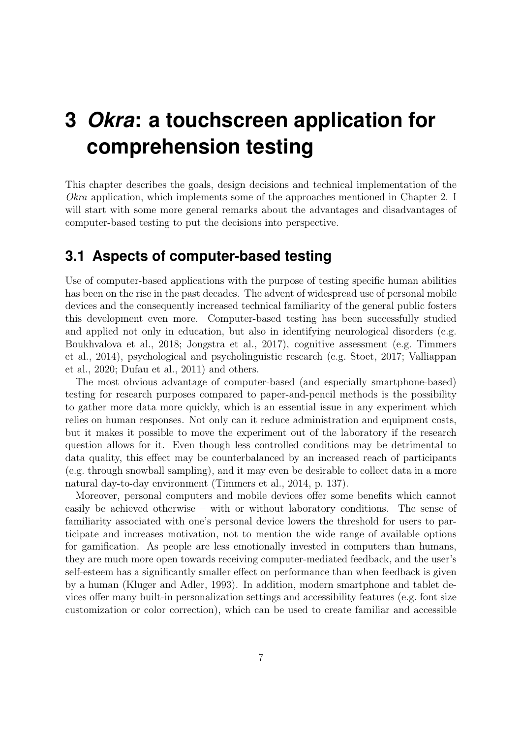# 3 *Okra*: a touchscreen application for comprehension testing

This chapter describes the goals, design decisions and technical implementation of the *Okra* application, which implements some of the approaches mentioned in Chapter 2. I will start with some more general remarks about the advantages and disadvantages of computer-based testing to put the decisions into perspective.

## 3.1 Aspects of computer-based testing

Use of computer-based applications with the purpose of testing specific human abilities has been on the rise in the past decades. The advent of widespread use of personal mobile devices and the consequently increased technical familiarity of the general public fosters this development even more. Computer-based testing has been successfully studied and applied not only in education, but also in identifying neurological disorders (e.g. Boukhvalova et al., 2018; Jongstra et al., 2017), cognitive assessment (e.g. Timmers et al., 2014), psychological and psycholinguistic research (e.g. Stoet, 2017; Valliappan et al., 2020; Dufau et al., 2011) and others.

The most obvious advantage of computer-based (and especially smartphone-based) testing for research purposes compared to paper-and-pencil methods is the possibility to gather more data more quickly, which is an essential issue in any experiment which relies on human responses. Not only can it reduce administration and equipment costs, but it makes it possible to move the experiment out of the laboratory if the research question allows for it. Even though less controlled conditions may be detrimental to data quality, this effect may be counterbalanced by an increased reach of participants (e.g. through snowball sampling), and it may even be desirable to collect data in a more natural day-to-day environment (Timmers et al., 2014, p. 137).

Moreover, personal computers and mobile devices offer some benefits which cannot easily be achieved otherwise – with or without laboratory conditions. The sense of familiarity associated with one's personal device lowers the threshold for users to participate and increases motivation, not to mention the wide range of available options for gamification. As people are less emotionally invested in computers than humans, they are much more open towards receiving computer-mediated feedback, and the user's self-esteem has a significantly smaller effect on performance than when feedback is given by a human (Kluger and Adler, 1993). In addition, modern smartphone and tablet devices offer many built-in personalization settings and accessibility features (e.g. font size customization or color correction), which can be used to create familiar and accessible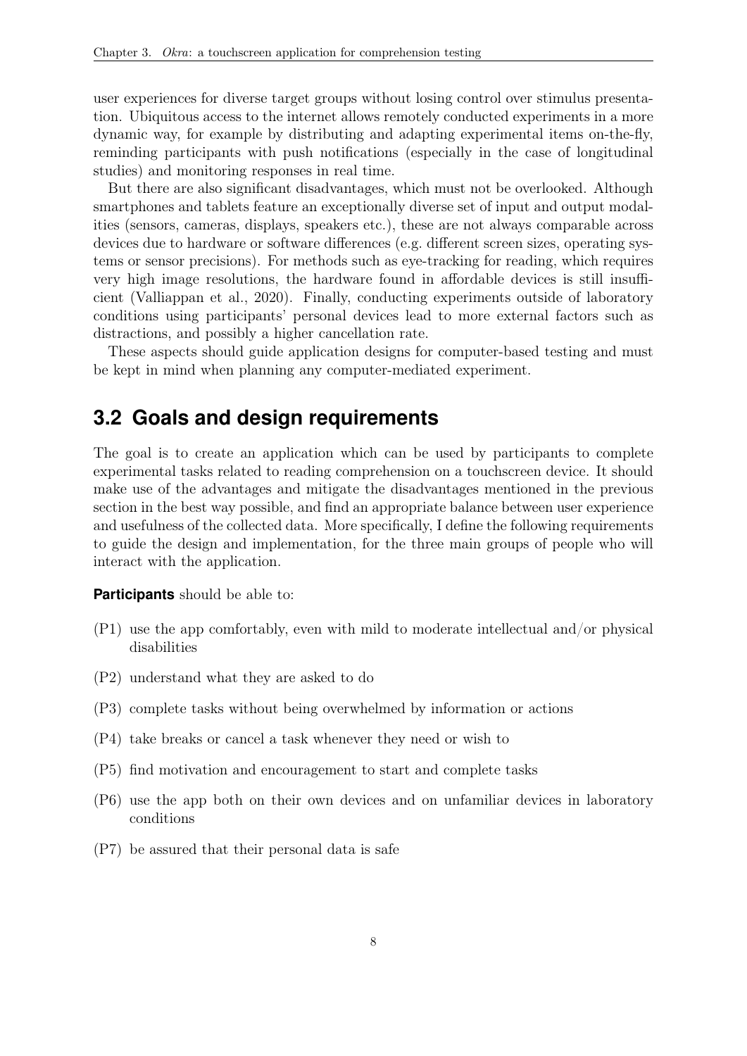user experiences for diverse target groups without losing control over stimulus presentation. Ubiquitous access to the internet allows remotely conducted experiments in a more dynamic way, for example by distributing and adapting experimental items on-the-fly, reminding participants with push notifications (especially in the case of longitudinal studies) and monitoring responses in real time.

But there are also significant disadvantages, which must not be overlooked. Although smartphones and tablets feature an exceptionally diverse set of input and output modalities (sensors, cameras, displays, speakers etc.), these are not always comparable across devices due to hardware or software differences (e.g. different screen sizes, operating systems or sensor precisions). For methods such as eye-tracking for reading, which requires very high image resolutions, the hardware found in affordable devices is still insufficient (Valliappan et al., 2020). Finally, conducting experiments outside of laboratory conditions using participants' personal devices lead to more external factors such as distractions, and possibly a higher cancellation rate.

These aspects should guide application designs for computer-based testing and must be kept in mind when planning any computer-mediated experiment.

## 3.2 Goals and design requirements

The goal is to create an application which can be used by participants to complete experimental tasks related to reading comprehension on a touchscreen device. It should make use of the advantages and mitigate the disadvantages mentioned in the previous section in the best way possible, and find an appropriate balance between user experience and usefulness of the collected data. More specifically, I define the following requirements to guide the design and implementation, for the three main groups of people who will interact with the application.

**Participants** should be able to:

- (P1) use the app comfortably, even with mild to moderate intellectual and/or physical disabilities
- (P2) understand what they are asked to do
- (P3) complete tasks without being overwhelmed by information or actions
- (P4) take breaks or cancel a task whenever they need or wish to
- (P5) find motivation and encouragement to start and complete tasks
- (P6) use the app both on their own devices and on unfamiliar devices in laboratory conditions
- (P7) be assured that their personal data is safe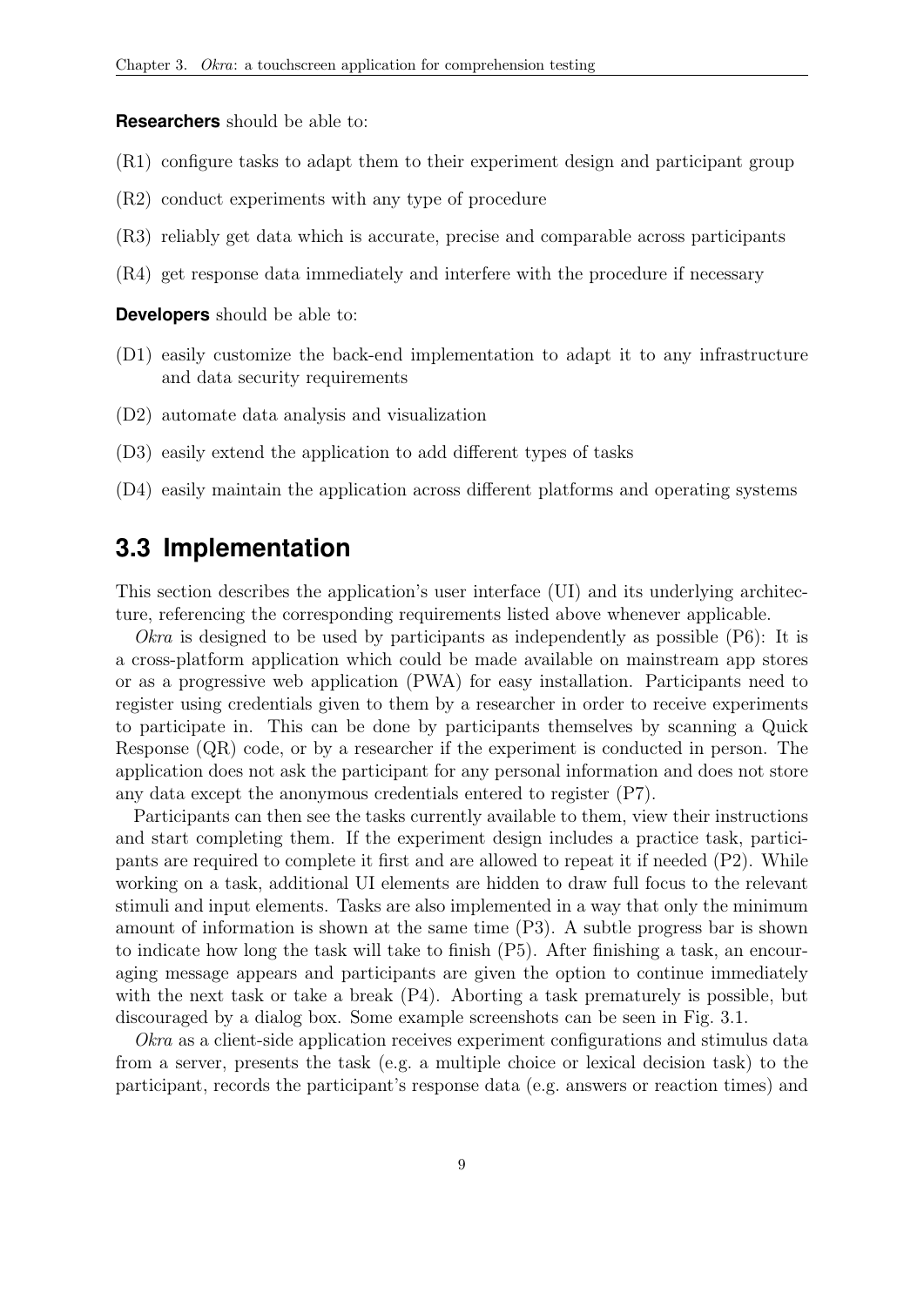**Researchers** should be able to:

(R1) configure tasks to adapt them to their experiment design and participant group

(R2) conduct experiments with any type of procedure

(R3) reliably get data which is accurate, precise and comparable across participants

(R4) get response data immediately and interfere with the procedure if necessary

**Developers** should be able to:

(D1) easily customize the back-end implementation to adapt it to any infrastructure and data security requirements

(D2) automate data analysis and visualization

(D3) easily extend the application to add different types of tasks

(D4) easily maintain the application across different platforms and operating systems

## 3.3 Implementation

This section describes the application's user interface (UI) and its underlying architecture, referencing the corresponding requirements listed above whenever applicable.

*Okra* is designed to be used by participants as independently as possible (P6): It is a cross-platform application which could be made available on mainstream app stores or as a progressive web application (PWA) for easy installation. Participants need to register using credentials given to them by a researcher in order to receive experiments to participate in. This can be done by participants themselves by scanning a Quick Response (QR) code, or by a researcher if the experiment is conducted in person. The application does not ask the participant for any personal information and does not store any data except the anonymous credentials entered to register (P7).

Participants can then see the tasks currently available to them, view their instructions and start completing them. If the experiment design includes a practice task, participants are required to complete it first and are allowed to repeat it if needed (P2). While working on a task, additional UI elements are hidden to draw full focus to the relevant stimuli and input elements. Tasks are also implemented in a way that only the minimum amount of information is shown at the same time (P3). A subtle progress bar is shown to indicate how long the task will take to finish (P5). After finishing a task, an encouraging message appears and participants are given the option to continue immediately with the next task or take a break (P4). Aborting a task prematurely is possible, but discouraged by a dialog box. Some example screenshots can be seen in Fig. 3.1.

*Okra* as a client-side application receives experiment configurations and stimulus data from a server, presents the task (e.g. a multiple choice or lexical decision task) to the participant, records the participant's response data (e.g. answers or reaction times) and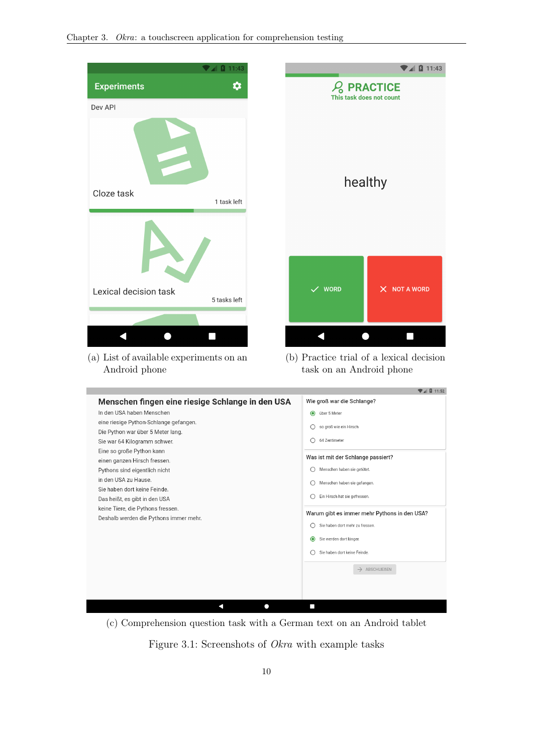(a) List of available experiments on an Android phone

(b) Practice trial of a lexical decision task on an Android phone

(c) Comprehension question task with a German text on an Android tablet

Figure 3.1: Screenshots of *Okra* with example tasks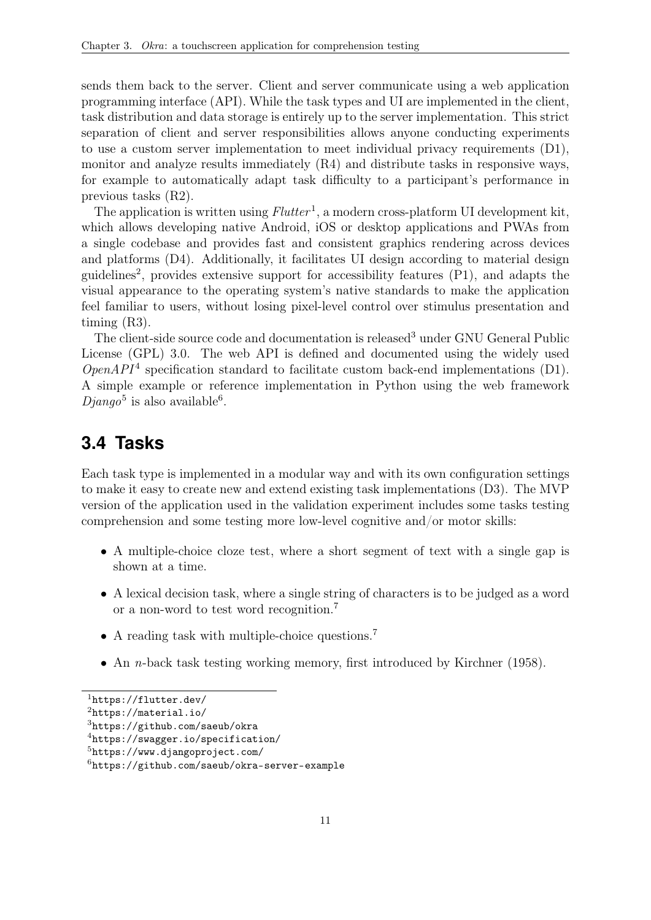sends them back to the server. Client and server communicate using a web application programming interface (API). While the task types and UI are implemented in the client, task distribution and data storage is entirely up to the server implementation. This strict separation of client and server responsibilities allows anyone conducting experiments to use a custom server implementation to meet individual privacy requirements (D1), monitor and analyze results immediately (R4) and distribute tasks in responsive ways, for example to automatically adapt task difficulty to a participant's performance in previous tasks (R2).

The application is written using *Flutter*[1], a modern cross-platform UI development kit, which allows developing native Android, iOS or desktop applications and PWAs from a single codebase and provides fast and consistent graphics rendering across devices and platforms (D4). Additionally, it facilitates UI design according to material design guidelines[2], provides extensive support for accessibility features (P1), and adapts the visual appearance to the operating system's native standards to make the application feel familiar to users, without losing pixel-level control over stimulus presentation and timing (R3).

The client-side source code and documentation is released[3] under GNU General Public License (GPL) 3.0. The web API is defined and documented using the widely used *OpenAPI*[4] specification standard to facilitate custom back-end implementations (D1). A simple example or reference implementation in Python using the web framework *Django*[5] is also available[6].

## 3.4 Tasks

Each task type is implemented in a modular way and with its own configuration settings to make it easy to create new and extend existing task implementations (D3). The MVP version of the application used in the validation experiment includes some tasks testing comprehension and some testing more low-level cognitive and/or motor skills:

- A multiple-choice cloze test, where a short segment of text with a single gap is shown at a time.
- A lexical decision task, where a single string of characters is to be judged as a word or a non-word to test word recognition.[7]
- A reading task with multiple-choice questions.[7]
- An $n$-back task testing working memory, first introduced by Kirchner (1958).

---

[1] https://flutter.dev/
[2] https://material.io/
[3] https://github.com/saeub/okra
[4] https://swagger.io/specification/
[5] https://www.djangoproject.com/
[6] https://github.com/saeub/okra-server-example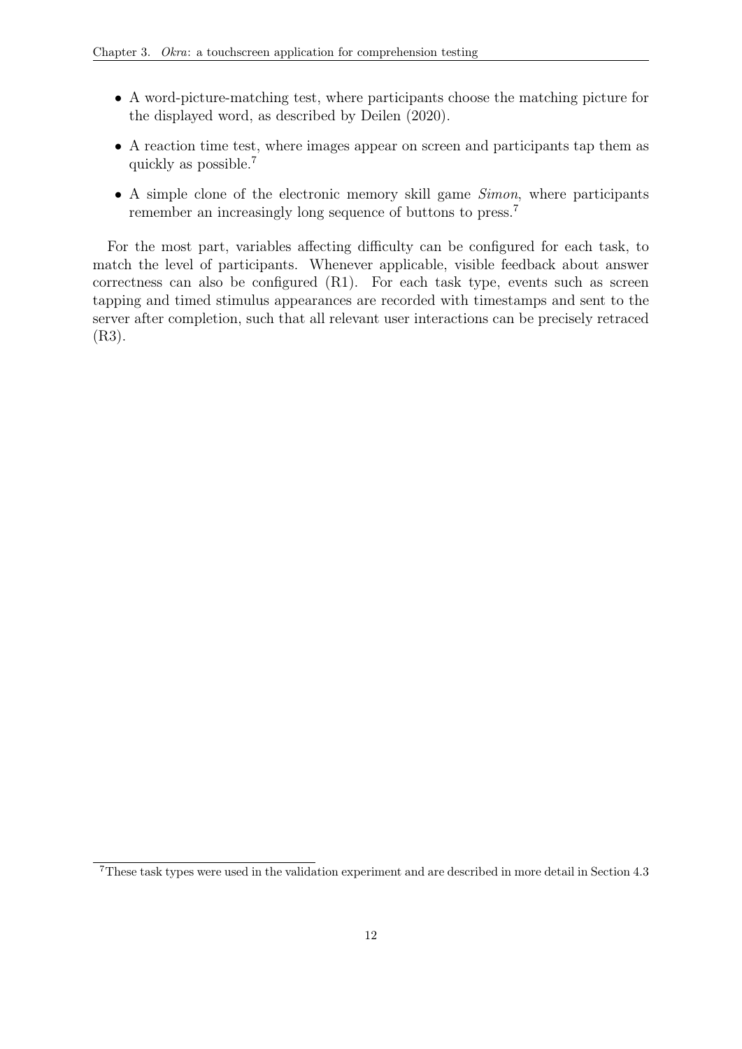- A word-picture-matching test, where participants choose the matching picture for the displayed word, as described by Deilen (2020).
- A reaction time test, where images appear on screen and participants tap them as quickly as possible.[7]
- A simple clone of the electronic memory skill game *Simon*, where participants remember an increasingly long sequence of buttons to press.[7]

For the most part, variables affecting difficulty can be configured for each task, to match the level of participants. Whenever applicable, visible feedback about answer correctness can also be configured (R1). For each task type, events such as screen tapping and timed stimulus appearances are recorded with timestamps and sent to the server after completion, such that all relevant user interactions can be precisely retraced (R3).

[7] These task types were used in the validation experiment and are described in more detail in Section 4.3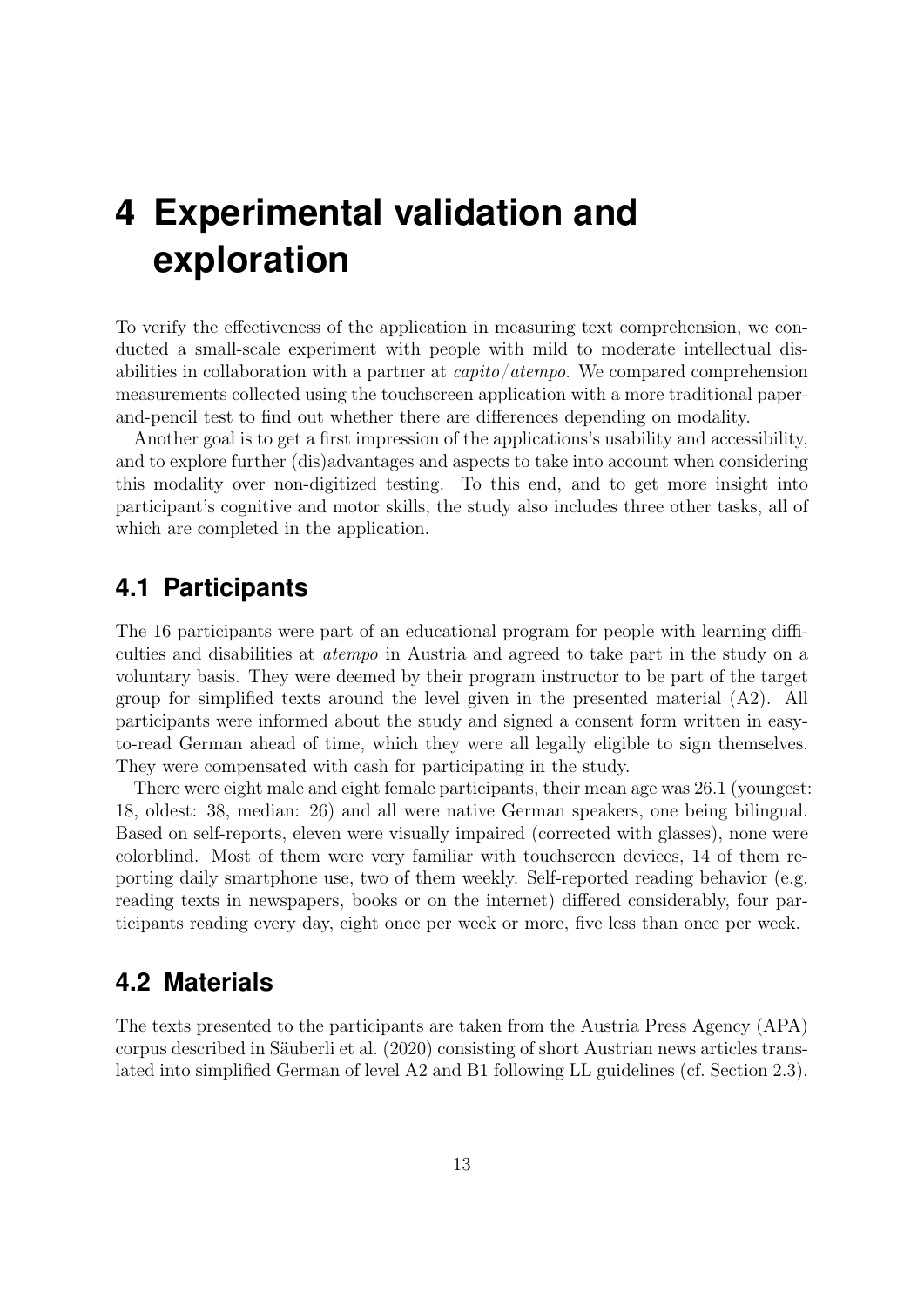# 4 Experimental validation and exploration

To verify the effectiveness of the application in measuring text comprehension, we conducted a small-scale experiment with people with mild to moderate intellectual disabilities in collaboration with a partner at *capito/atempo*. We compared comprehension measurements collected using the touchscreen application with a more traditional paper-and-pencil test to find out whether there are differences depending on modality.

Another goal is to get a first impression of the applications's usability and accessibility, and to explore further (dis)advantages and aspects to take into account when considering this modality over non-digitized testing. To this end, and to get more insight into participant's cognitive and motor skills, the study also includes three other tasks, all of which are completed in the application.

## 4.1 Participants

The 16 participants were part of an educational program for people with learning difficulties and disabilities at *atempo* in Austria and agreed to take part in the study on a voluntary basis. They were deemed by their program instructor to be part of the target group for simplified texts around the level given in the presented material (A2). All participants were informed about the study and signed a consent form written in easy-to-read German ahead of time, which they were all legally eligible to sign themselves. They were compensated with cash for participating in the study.

There were eight male and eight female participants, their mean age was 26.1 (youngest: 18, oldest: 38, median: 26) and all were native German speakers, one being bilingual. Based on self-reports, eleven were visually impaired (corrected with glasses), none were colorblind. Most of them were very familiar with touchscreen devices, 14 of them reporting daily smartphone use, two of them weekly. Self-reported reading behavior (e.g. reading texts in newspapers, books or on the internet) differed considerably, four participants reading every day, eight once per week or more, five less than once per week.

## 4.2 Materials

The texts presented to the participants are taken from the Austria Press Agency (APA) corpus described in Säuberli et al. (2020) consisting of short Austrian news articles translated into simplified German of level A2 and B1 following LL guidelines (cf. Section 2.3).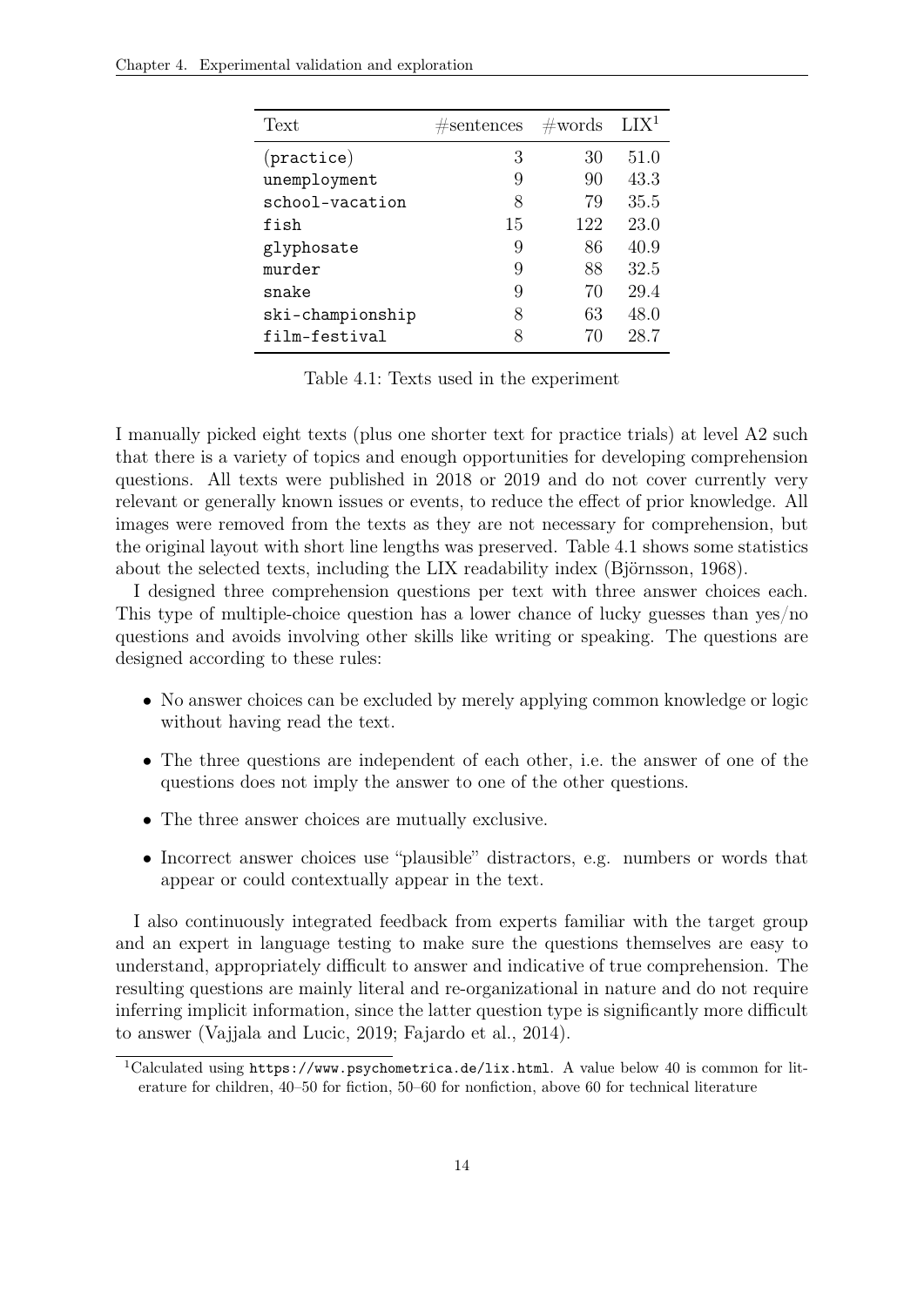| Text | #sentences | #words | LIX[1] |
|---|---|---|---|
| (practice) | 3 | 30 | 51.0 |
| unemployment | 9 | 90 | 43.3 |
| school-vacation | 8 | 79 | 35.5 |
| fish | 15 | 122 | 23.0 |
| glyphosate | 9 | 86 | 40.9 |
| murder | 9 | 88 | 32.5 |
| snake | 9 | 70 | 29.4 |
| ski-championship | 8 | 63 | 48.0 |
| film-festival | 8 | 70 | 28.7 |

Table 4.1: Texts used in the experiment

I manually picked eight texts (plus one shorter text for practice trials) at level A2 such that there is a variety of topics and enough opportunities for developing comprehension questions. All texts were published in 2018 or 2019 and do not cover currently very relevant or generally known issues or events, to reduce the effect of prior knowledge. All images were removed from the texts as they are not necessary for comprehension, but the original layout with short line lengths was preserved. Table 4.1 shows some statistics about the selected texts, including the LIX readability index (Björnsson, 1968).

I designed three comprehension questions per text with three answer choices each. This type of multiple-choice question has a lower chance of lucky guesses than yes/no questions and avoids involving other skills like writing or speaking. The questions are designed according to these rules:

- No answer choices can be excluded by merely applying common knowledge or logic without having read the text.
- The three questions are independent of each other, i.e. the answer of one of the questions does not imply the answer to one of the other questions.
- The three answer choices are mutually exclusive.
- Incorrect answer choices use "plausible" distractors, e.g. numbers or words that appear or could contextually appear in the text.

I also continuously integrated feedback from experts familiar with the target group and an expert in language testing to make sure the questions themselves are easy to understand, appropriately difficult to answer and indicative of true comprehension. The resulting questions are mainly literal and re-organizational in nature and do not require inferring implicit information, since the latter question type is significantly more difficult to answer (Vajjala and Lucic, 2019; Fajardo et al., 2014).

[1] Calculated using `https://www.psychometrica.de/lix.html`. A value below 40 is common for literature for children, 40–50 for fiction, 50–60 for nonfiction, above 60 for technical literature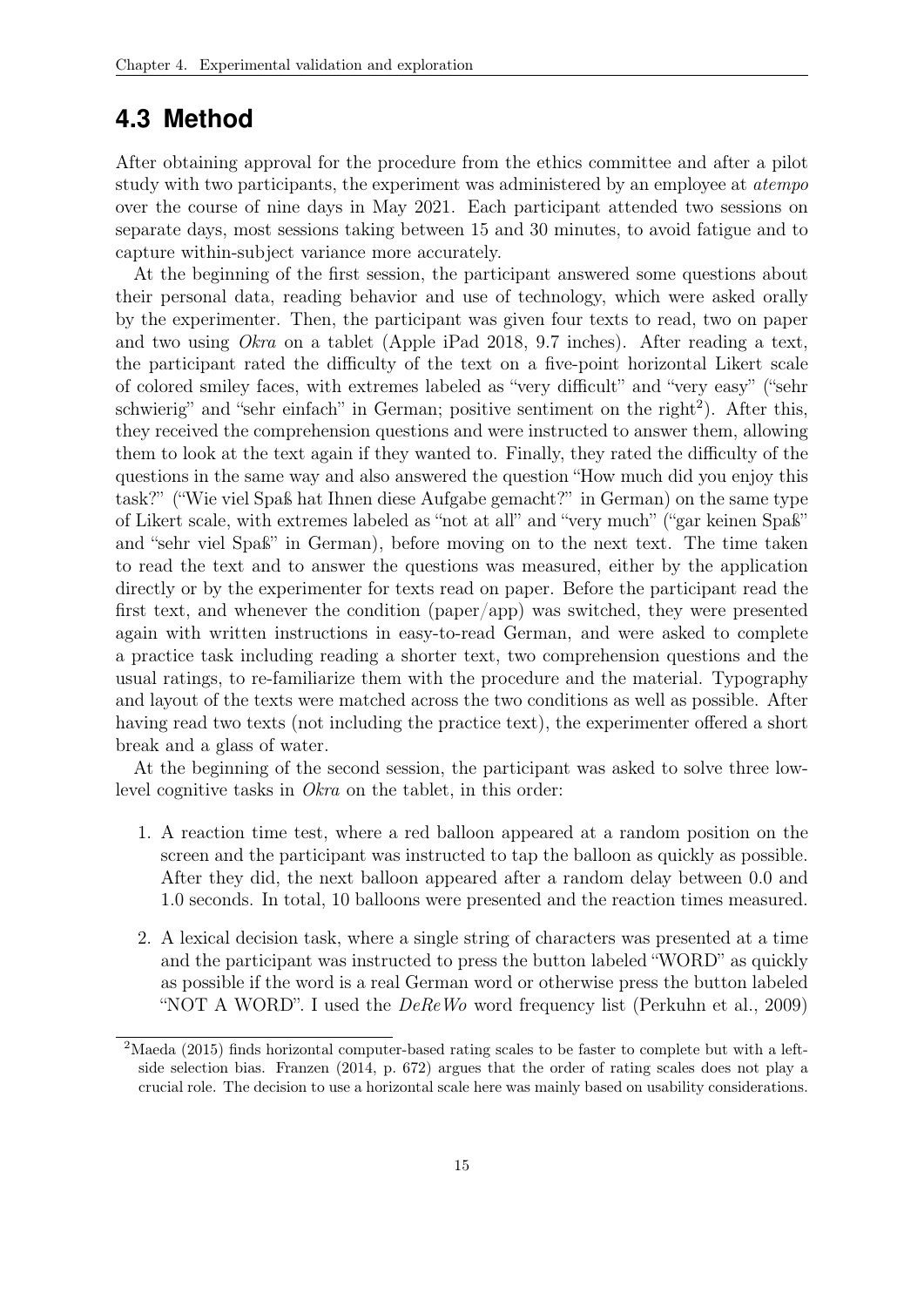## 4.3 Method

After obtaining approval for the procedure from the ethics committee and after a pilot study with two participants, the experiment was administered by an employee at *atempo* over the course of nine days in May 2021. Each participant attended two sessions on separate days, most sessions taking between 15 and 30 minutes, to avoid fatigue and to capture within-subject variance more accurately.

At the beginning of the first session, the participant answered some questions about their personal data, reading behavior and use of technology, which were asked orally by the experimenter. Then, the participant was given four texts to read, two on paper and two using *Okra* on a tablet (Apple iPad 2018, 9.7 inches). After reading a text, the participant rated the difficulty of the text on a five-point horizontal Likert scale of colored smiley faces, with extremes labeled as "very difficult" and "very easy" ("sehr schwierig" and "sehr einfach" in German; positive sentiment on the right[2]). After this, they received the comprehension questions and were instructed to answer them, allowing them to look at the text again if they wanted to. Finally, they rated the difficulty of the questions in the same way and also answered the question "How much did you enjoy this task?" ("Wie viel Spaß hat Ihnen diese Aufgabe gemacht?" in German) on the same type of Likert scale, with extremes labeled as "not at all" and "very much" ("gar keinen Spaß" and "sehr viel Spaß" in German), before moving on to the next text. The time taken to read the text and to answer the questions was measured, either by the application directly or by the experimenter for texts read on paper. Before the participant read the first text, and whenever the condition (paper/app) was switched, they were presented again with written instructions in easy-to-read German, and were asked to complete a practice task including reading a shorter text, two comprehension questions and the usual ratings, to re-familiarize them with the procedure and the material. Typography and layout of the texts were matched across the two conditions as well as possible. After having read two texts (not including the practice text), the experimenter offered a short break and a glass of water.

At the beginning of the second session, the participant was asked to solve three low-level cognitive tasks in *Okra* on the tablet, in this order:

1. A reaction time test, where a red balloon appeared at a random position on the screen and the participant was instructed to tap the balloon as quickly as possible. After they did, the next balloon appeared after a random delay between 0.0 and 1.0 seconds. In total, 10 balloons were presented and the reaction times measured.

2. A lexical decision task, where a single string of characters was presented at a time and the participant was instructed to press the button labeled "WORD" as quickly as possible if the word is a real German word or otherwise press the button labeled "NOT A WORD". I used the *DeReWo* word frequency list (Perkuhn et al., 2009)

[2] Maeda (2015) finds horizontal computer-based rating scales to be faster to complete but with a left-side selection bias. Franzen (2014, p. 672) argues that the order of rating scales does not play a crucial role. The decision to use a horizontal scale here was mainly based on usability considerations.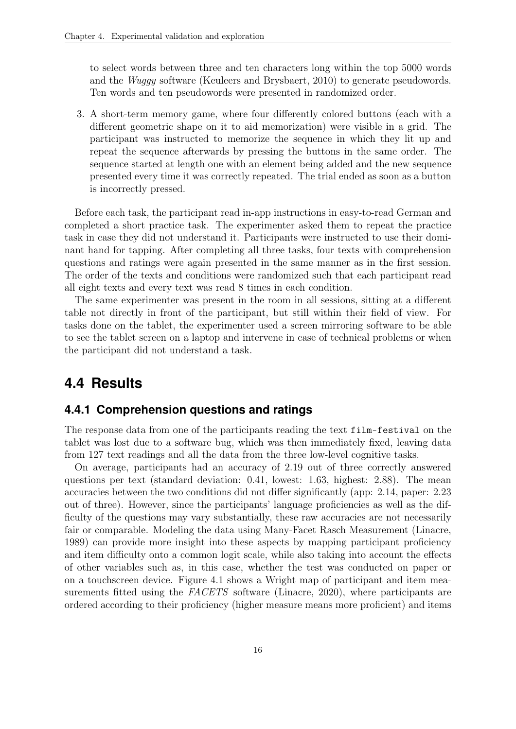to select words between three and ten characters long within the top 5000 words and the *Wuggy* software (Keuleers and Brysbaert, 2010) to generate pseudowords. Ten words and ten pseudowords were presented in randomized order.

3. A short-term memory game, where four differently colored buttons (each with a different geometric shape on it to aid memorization) were visible in a grid. The participant was instructed to memorize the sequence in which they lit up and repeat the sequence afterwards by pressing the buttons in the same order. The sequence started at length one with an element being added and the new sequence presented every time it was correctly repeated. The trial ended as soon as a button is incorrectly pressed.

Before each task, the participant read in-app instructions in easy-to-read German and completed a short practice task. The experimenter asked them to repeat the practice task in case they did not understand it. Participants were instructed to use their dominant hand for tapping. After completing all three tasks, four texts with comprehension questions and ratings were again presented in the same manner as in the first session. The order of the texts and conditions were randomized such that each participant read all eight texts and every text was read 8 times in each condition.

The same experimenter was present in the room in all sessions, sitting at a different table not directly in front of the participant, but still within their field of view. For tasks done on the tablet, the experimenter used a screen mirroring software to be able to see the tablet screen on a laptop and intervene in case of technical problems or when the participant did not understand a task.

## 4.4 Results

### 4.4.1 Comprehension questions and ratings

The response data from one of the participants reading the text `film-festival` on the tablet was lost due to a software bug, which was then immediately fixed, leaving data from 127 text readings and all the data from the three low-level cognitive tasks.

On average, participants had an accuracy of 2.19 out of three correctly answered questions per text (standard deviation: 0.41, lowest: 1.63, highest: 2.88). The mean accuracies between the two conditions did not differ significantly (app: 2.14, paper: 2.23 out of three). However, since the participants' language proficiencies as well as the difficulty of the questions may vary substantially, these raw accuracies are not necessarily fair or comparable. Modeling the data using Many-Facet Rasch Measurement (Linacre, 1989) can provide more insight into these aspects by mapping participant proficiency and item difficulty onto a common logit scale, while also taking into account the effects of other variables such as, in this case, whether the test was conducted on paper or on a touchscreen device. Figure 4.1 shows a Wright map of participant and item measurements fitted using the *FACETS* software (Linacre, 2020), where participants are ordered according to their proficiency (higher measure means more proficient) and items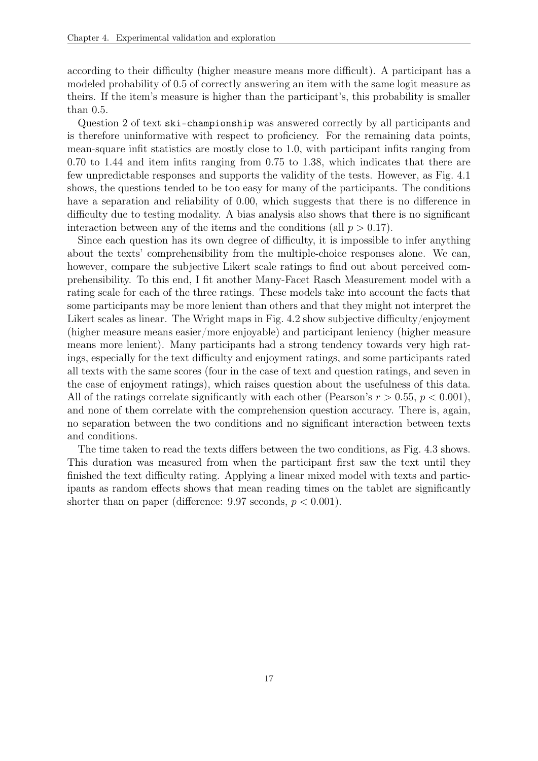according to their difficulty (higher measure means more difficult). A participant has a modeled probability of 0.5 of correctly answering an item with the same logit measure as theirs. If the item's measure is higher than the participant's, this probability is smaller than 0.5.

Question 2 of text `ski-championship` was answered correctly by all participants and is therefore uninformative with respect to proficiency. For the remaining data points, mean-square infit statistics are mostly close to 1.0, with participant infits ranging from 0.70 to 1.44 and item infits ranging from 0.75 to 1.38, which indicates that there are few unpredictable responses and supports the validity of the tests. However, as Fig. 4.1 shows, the questions tended to be too easy for many of the participants. The conditions have a separation and reliability of 0.00, which suggests that there is no difference in difficulty due to testing modality. A bias analysis also shows that there is no significant interaction between any of the items and the conditions (all $p > 0.17$).

Since each question has its own degree of difficulty, it is impossible to infer anything about the texts' comprehensibility from the multiple-choice responses alone. We can, however, compare the subjective Likert scale ratings to find out about perceived comprehensibility. To this end, I fit another Many-Facet Rasch Measurement model with a rating scale for each of the three ratings. These models take into account the facts that some participants may be more lenient than others and that they might not interpret the Likert scales as linear. The Wright maps in Fig. 4.2 show subjective difficulty/enjoyment (higher measure means easier/more enjoyable) and participant leniency (higher measure means more lenient). Many participants had a strong tendency towards very high ratings, especially for the text difficulty and enjoyment ratings, and some participants rated all texts with the same scores (four in the case of text and question ratings, and seven in the case of enjoyment ratings), which raises question about the usefulness of this data. All of the ratings correlate significantly with each other (Pearson's $r > 0.55$, $p < 0.001$), and none of them correlate with the comprehension question accuracy. There is, again, no separation between the two conditions and no significant interaction between texts and conditions.

The time taken to read the texts differs between the two conditions, as Fig. 4.3 shows. This duration was measured from when the participant first saw the text until they finished the text difficulty rating. Applying a linear mixed model with texts and participants as random effects shows that mean reading times on the tablet are significantly shorter than on paper (difference: 9.97 seconds, $p < 0.001$).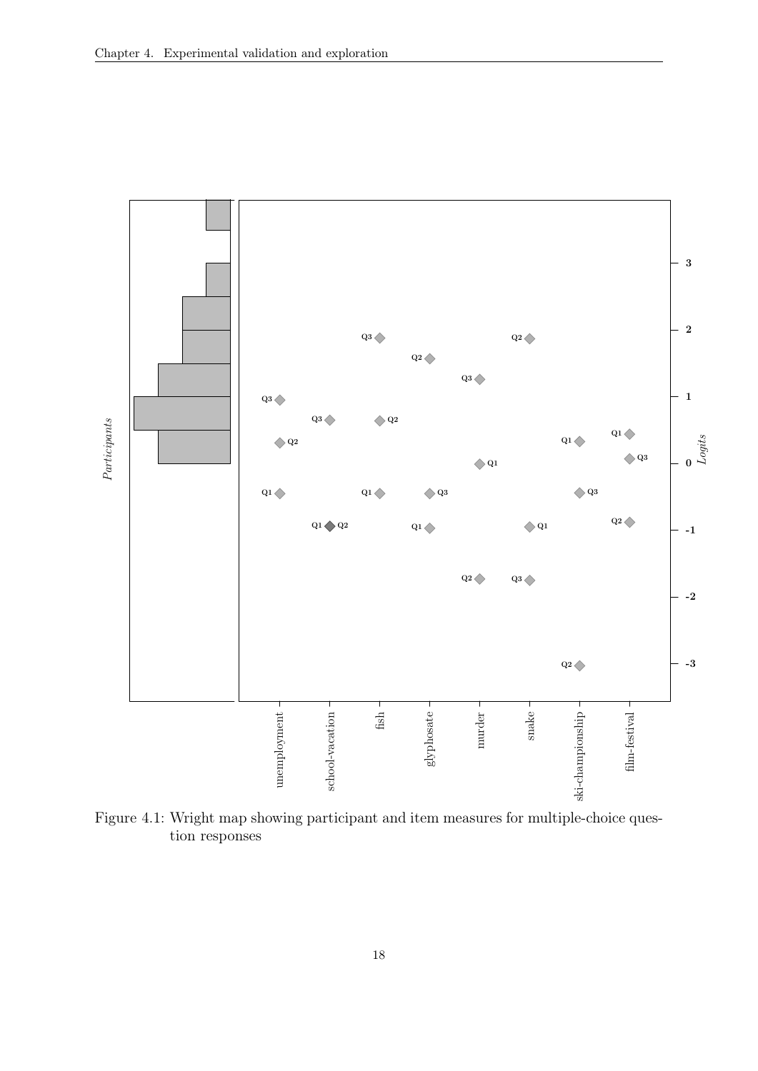Figure 4.1: Wright map showing participant and item measures for multiple-choice question responses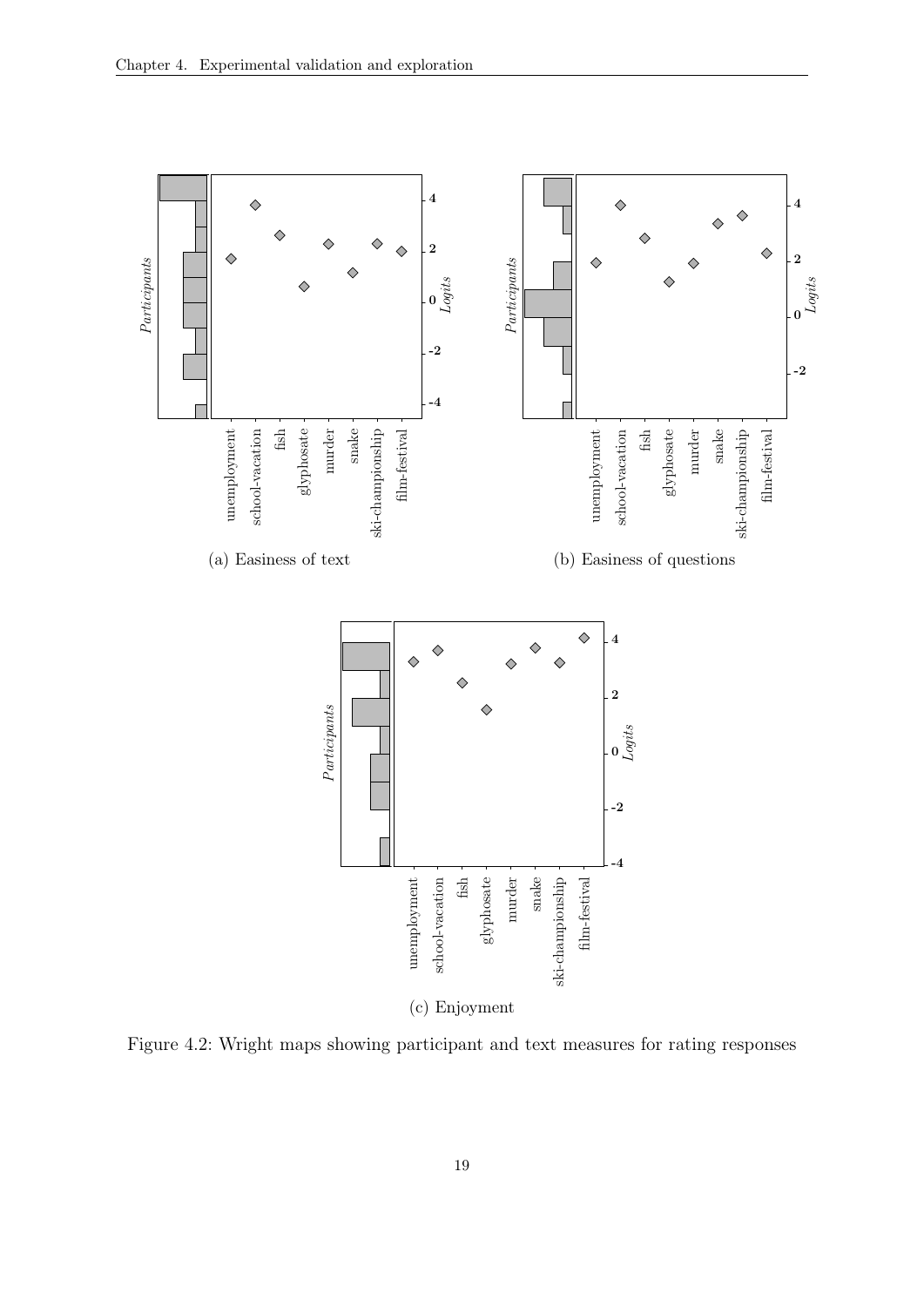(a) Easiness of text

(b) Easiness of questions

(c) Enjoyment

Figure 4.2: Wright maps showing participant and text measures for rating responses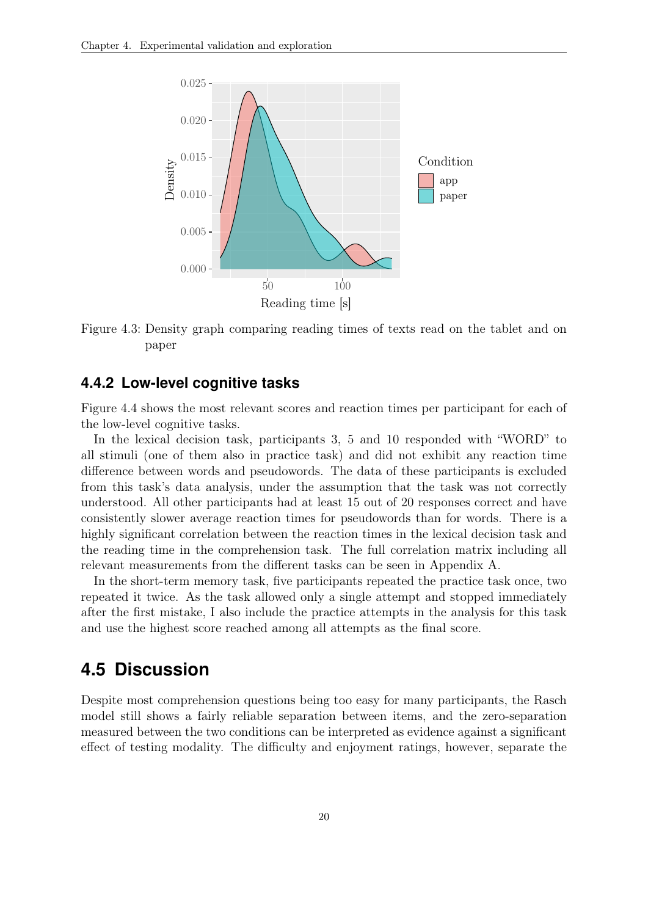Figure 4.3: Density graph comparing reading times of texts read on the tablet and on paper

### 4.4.2 Low-level cognitive tasks

Figure 4.4 shows the most relevant scores and reaction times per participant for each of the low-level cognitive tasks.

In the lexical decision task, participants 3, 5 and 10 responded with "WORD" to all stimuli (one of them also in practice task) and did not exhibit any reaction time difference between words and pseudowords. The data of these participants is excluded from this task's data analysis, under the assumption that the task was not correctly understood. All other participants had at least 15 out of 20 responses correct and have consistently slower average reaction times for pseudowords than for words. There is a highly significant correlation between the reaction times in the lexical decision task and the reading time in the comprehension task. The full correlation matrix including all relevant measurements from the different tasks can be seen in Appendix A.

In the short-term memory task, five participants repeated the practice task once, two repeated it twice. As the task allowed only a single attempt and stopped immediately after the first mistake, I also include the practice attempts in the analysis for this task and use the highest score reached among all attempts as the final score.

## 4.5 Discussion

Despite most comprehension questions being too easy for many participants, the Rasch model still shows a fairly reliable separation between items, and the zero-separation measured between the two conditions can be interpreted as evidence against a significant effect of testing modality. The difficulty and enjoyment ratings, however, separate the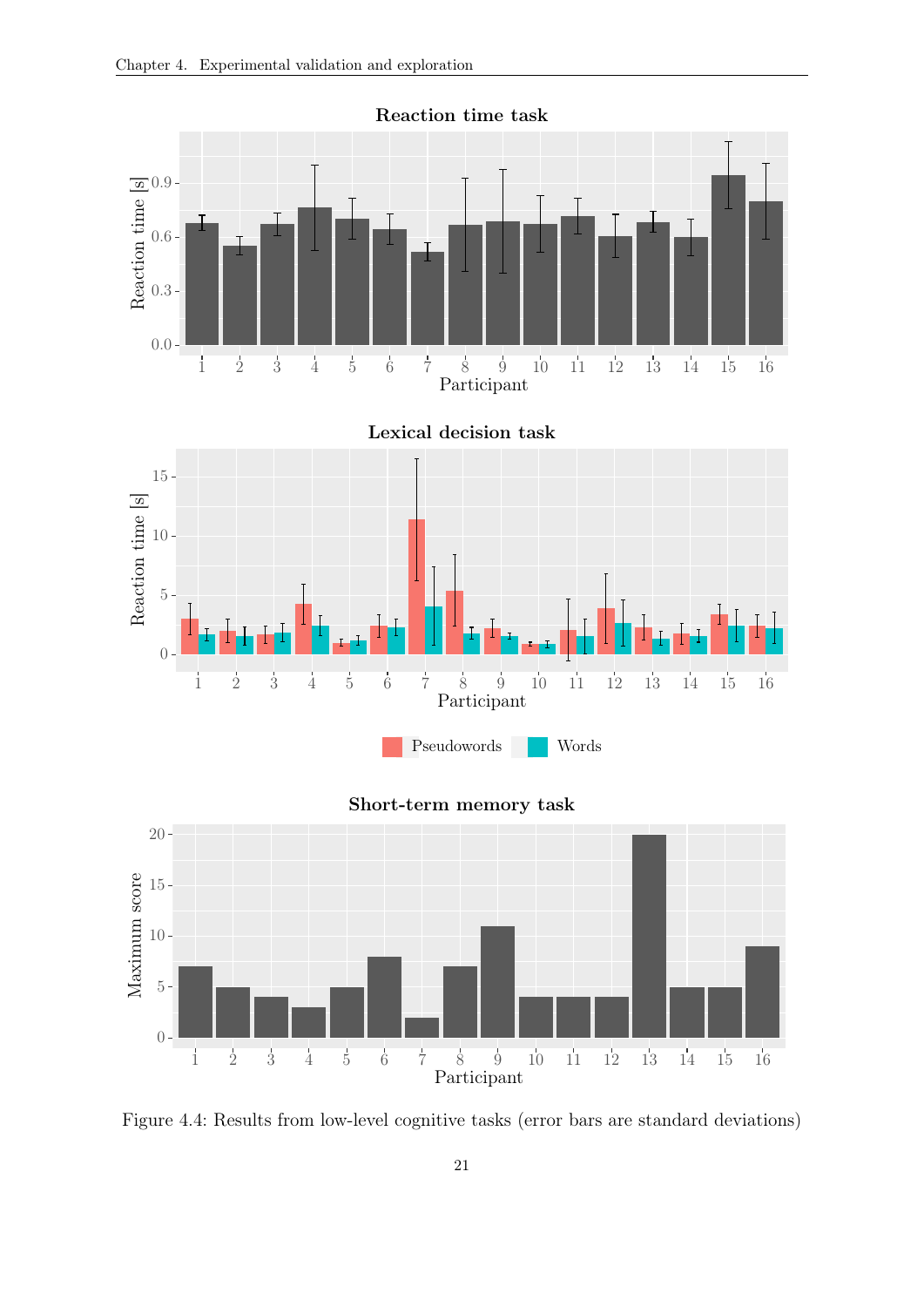Figure 4.4: Results from low-level cognitive tasks (error bars are standard deviations)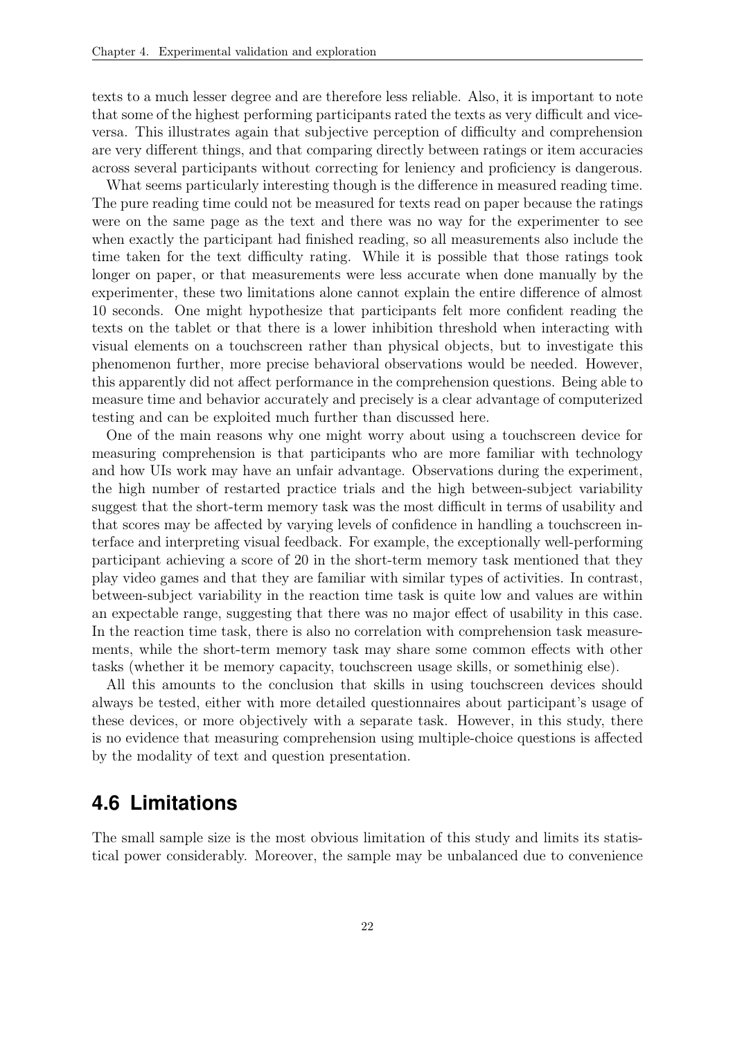texts to a much lesser degree and are therefore less reliable. Also, it is important to note that some of the highest performing participants rated the texts as very difficult and vice-versa. This illustrates again that subjective perception of difficulty and comprehension are very different things, and that comparing directly between ratings or item accuracies across several participants without correcting for leniency and proficiency is dangerous.

What seems particularly interesting though is the difference in measured reading time. The pure reading time could not be measured for texts read on paper because the ratings were on the same page as the text and there was no way for the experimenter to see when exactly the participant had finished reading, so all measurements also include the time taken for the text difficulty rating. While it is possible that those ratings took longer on paper, or that measurements were less accurate when done manually by the experimenter, these two limitations alone cannot explain the entire difference of almost 10 seconds. One might hypothesize that participants felt more confident reading the texts on the tablet or that there is a lower inhibition threshold when interacting with visual elements on a touchscreen rather than physical objects, but to investigate this phenomenon further, more precise behavioral observations would be needed. However, this apparently did not affect performance in the comprehension questions. Being able to measure time and behavior accurately and precisely is a clear advantage of computerized testing and can be exploited much further than discussed here.

One of the main reasons why one might worry about using a touchscreen device for measuring comprehension is that participants who are more familiar with technology and how UIs work may have an unfair advantage. Observations during the experiment, the high number of restarted practice trials and the high between-subject variability suggest that the short-term memory task was the most difficult in terms of usability and that scores may be affected by varying levels of confidence in handling a touchscreen interface and interpreting visual feedback. For example, the exceptionally well-performing participant achieving a score of 20 in the short-term memory task mentioned that they play video games and that they are familiar with similar types of activities. In contrast, between-subject variability in the reaction time task is quite low and values are within an expectable range, suggesting that there was no major effect of usability in this case. In the reaction time task, there is also no correlation with comprehension task measurements, while the short-term memory task may share some common effects with other tasks (whether it be memory capacity, touchscreen usage skills, or somethinig else).

All this amounts to the conclusion that skills in using touchscreen devices should always be tested, either with more detailed questionnaires about participant's usage of these devices, or more objectively with a separate task. However, in this study, there is no evidence that measuring comprehension using multiple-choice questions is affected by the modality of text and question presentation.

## 4.6 Limitations

The small sample size is the most obvious limitation of this study and limits its statistical power considerably. Moreover, the sample may be unbalanced due to convenience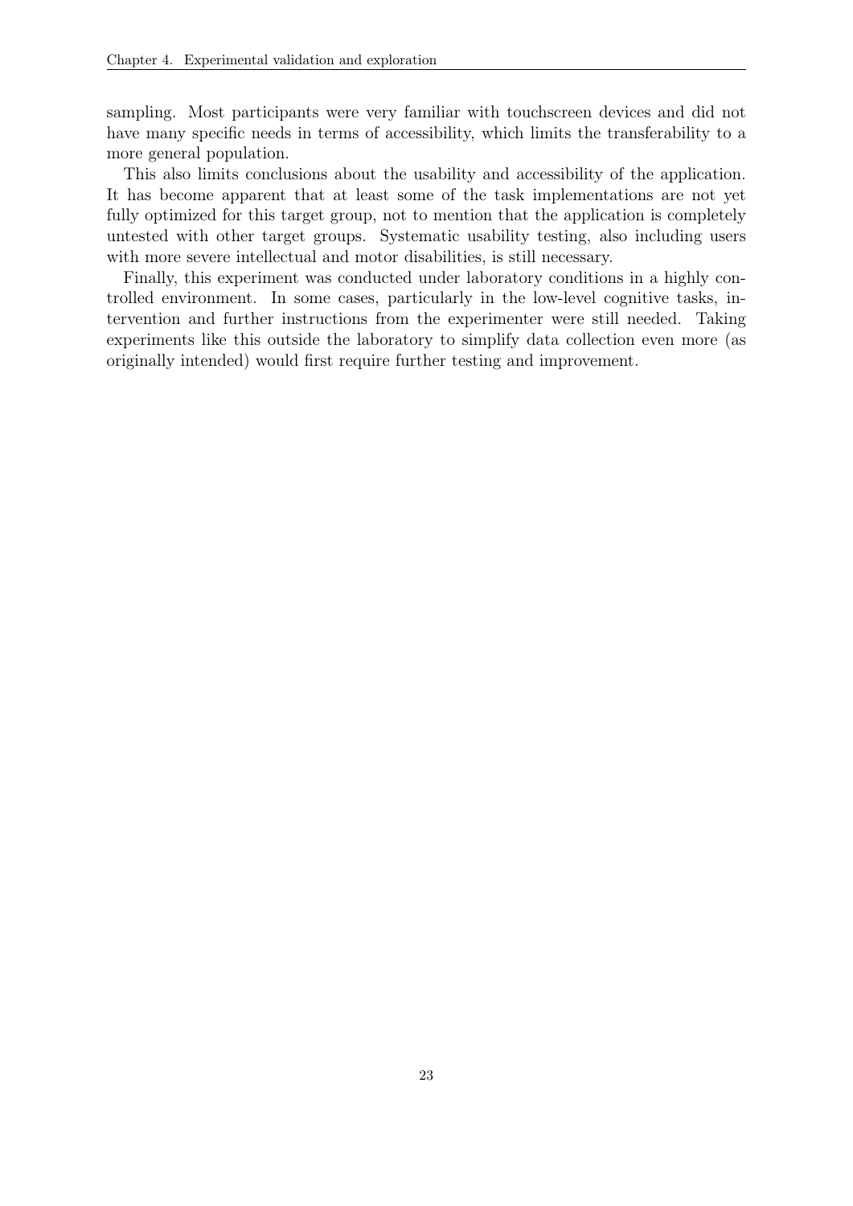sampling. Most participants were very familiar with touchscreen devices and did not have many specific needs in terms of accessibility, which limits the transferability to a more general population.

This also limits conclusions about the usability and accessibility of the application. It has become apparent that at least some of the task implementations are not yet fully optimized for this target group, not to mention that the application is completely untested with other target groups. Systematic usability testing, also including users with more severe intellectual and motor disabilities, is still necessary.

Finally, this experiment was conducted under laboratory conditions in a highly controlled environment. In some cases, particularly in the low-level cognitive tasks, intervention and further instructions from the experimenter were still needed. Taking experiments like this outside the laboratory to simplify data collection even more (as originally intended) would first require further testing and improvement.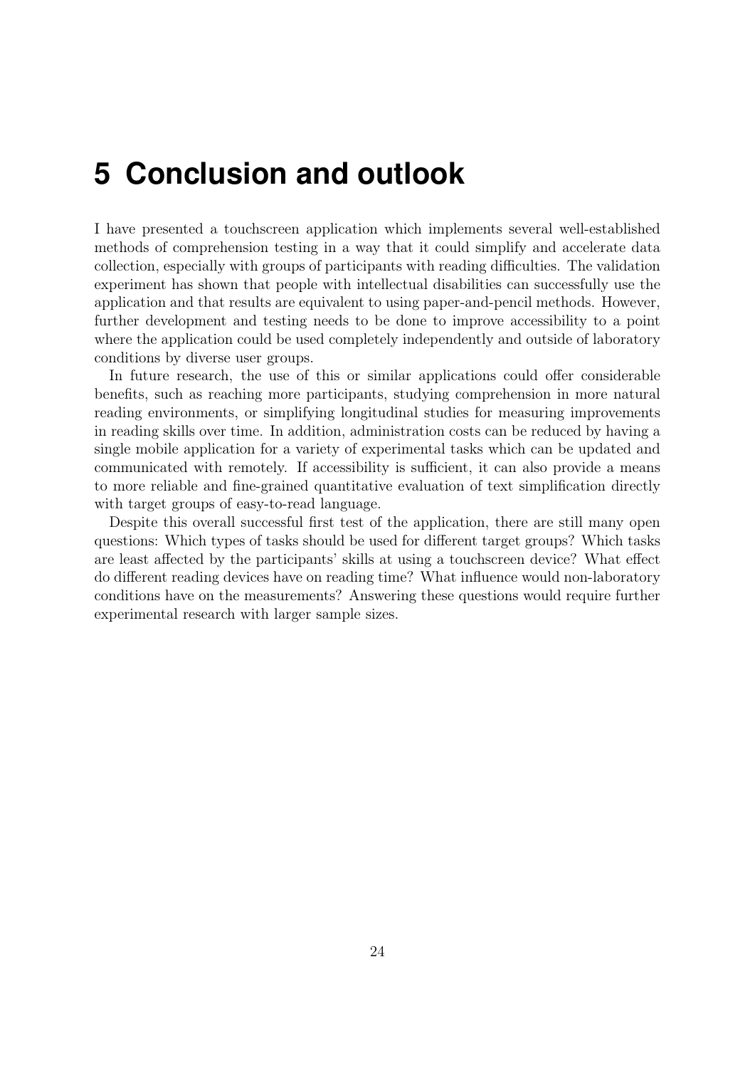# 5 Conclusion and outlook

I have presented a touchscreen application which implements several well-established methods of comprehension testing in a way that it could simplify and accelerate data collection, especially with groups of participants with reading difficulties. The validation experiment has shown that people with intellectual disabilities can successfully use the application and that results are equivalent to using paper-and-pencil methods. However, further development and testing needs to be done to improve accessibility to a point where the application could be used completely independently and outside of laboratory conditions by diverse user groups.

In future research, the use of this or similar applications could offer considerable benefits, such as reaching more participants, studying comprehension in more natural reading environments, or simplifying longitudinal studies for measuring improvements in reading skills over time. In addition, administration costs can be reduced by having a single mobile application for a variety of experimental tasks which can be updated and communicated with remotely. If accessibility is sufficient, it can also provide a means to more reliable and fine-grained quantitative evaluation of text simplification directly with target groups of easy-to-read language.

Despite this overall successful first test of the application, there are still many open questions: Which types of tasks should be used for different target groups? Which tasks are least affected by the participants' skills at using a touchscreen device? What effect do different reading devices have on reading time? What influence would non-laboratory conditions have on the measurements? Answering these questions would require further experimental research with larger sample sizes.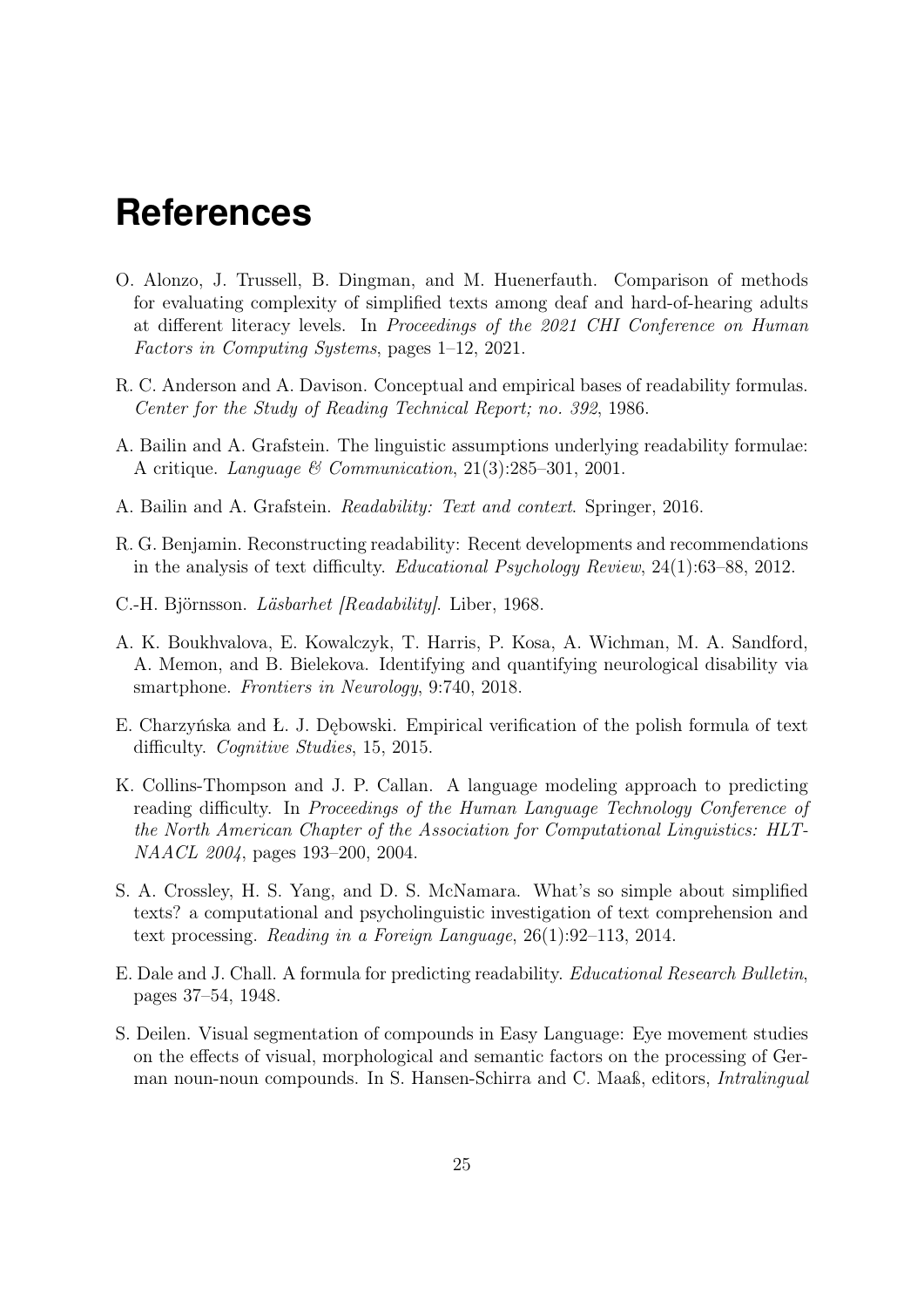# References

O. Alonzo, J. Trussell, B. Dingman, and M. Huenerfauth. Comparison of methods for evaluating complexity of simplified texts among deaf and hard-of-hearing adults at different literacy levels. In *Proceedings of the 2021 CHI Conference on Human Factors in Computing Systems*, pages 1–12, 2021.

R. C. Anderson and A. Davison. Conceptual and empirical bases of readability formulas. *Center for the Study of Reading Technical Report; no. 392*, 1986.

A. Bailin and A. Grafstein. The linguistic assumptions underlying readability formulae: A critique. *Language & Communication*, 21(3):285–301, 2001.

A. Bailin and A. Grafstein. *Readability: Text and context*. Springer, 2016.

R. G. Benjamin. Reconstructing readability: Recent developments and recommendations in the analysis of text difficulty. *Educational Psychology Review*, 24(1):63–88, 2012.

C.-H. Björnsson. *Läsbarhet [Readability]*. Liber, 1968.

A. K. Boukhvalova, E. Kowalczyk, T. Harris, P. Kosa, A. Wichman, M. A. Sandford, A. Memon, and B. Bielekova. Identifying and quantifying neurological disability via smartphone. *Frontiers in Neurology*, 9:740, 2018.

E. Charzyńska and Ł. J. Dębowski. Empirical verification of the polish formula of text difficulty. *Cognitive Studies*, 15, 2015.

K. Collins-Thompson and J. P. Callan. A language modeling approach to predicting reading difficulty. In *Proceedings of the Human Language Technology Conference of the North American Chapter of the Association for Computational Linguistics: HLT-NAACL 2004*, pages 193–200, 2004.

S. A. Crossley, H. S. Yang, and D. S. McNamara. What's so simple about simplified texts? a computational and psycholinguistic investigation of text comprehension and text processing. *Reading in a Foreign Language*, 26(1):92–113, 2014.

E. Dale and J. Chall. A formula for predicting readability. *Educational Research Bulletin*, pages 37–54, 1948.

S. Deilen. Visual segmentation of compounds in Easy Language: Eye movement studies on the effects of visual, morphological and semantic factors on the processing of German noun-noun compounds. In S. Hansen-Schirra and C. Maaß, editors, *Intralingual*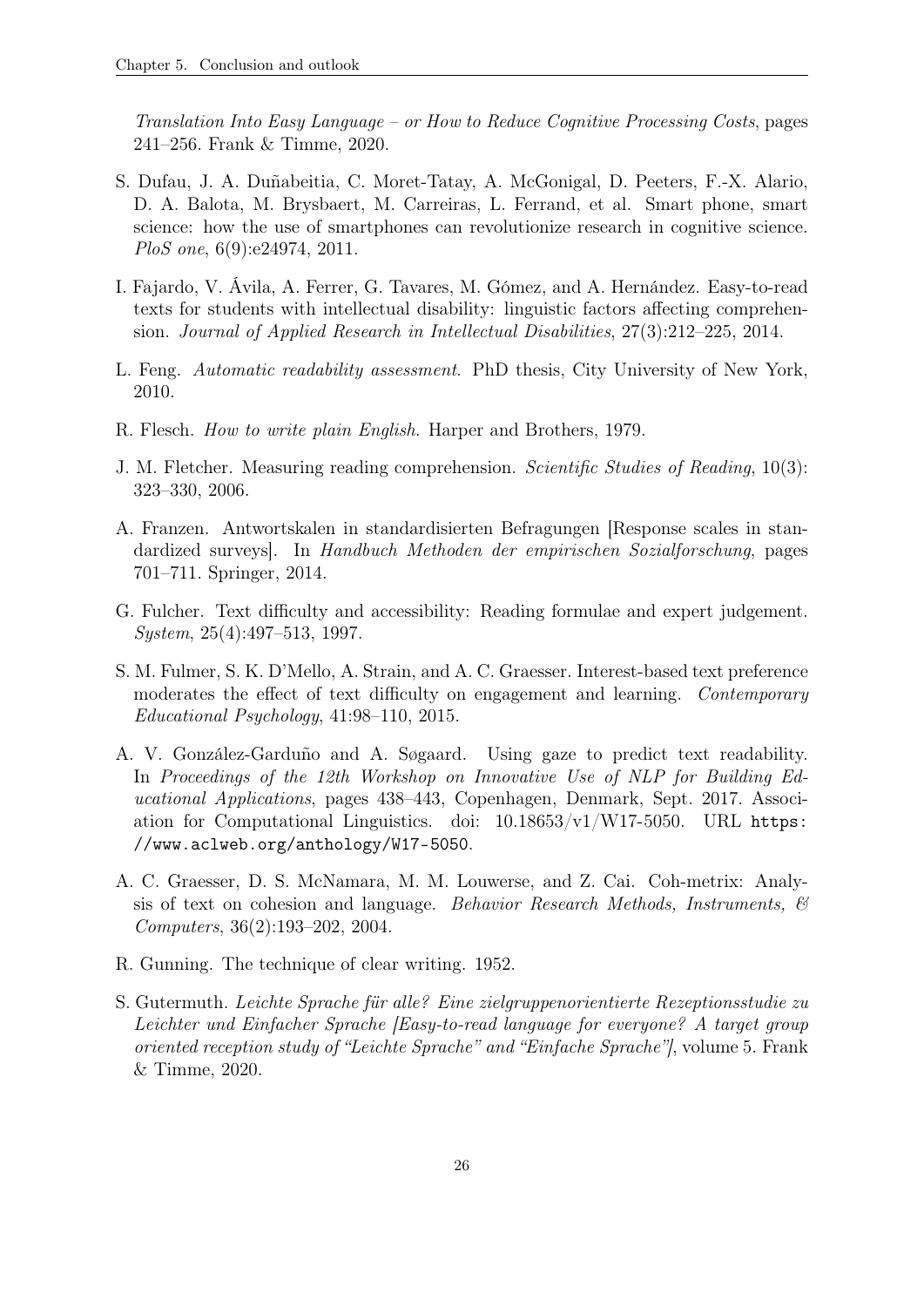*Translation Into Easy Language – or How to Reduce Cognitive Processing Costs*, pages 241–256. Frank & Timme, 2020.

S. Dufau, J. A. Duñabeitia, C. Moret-Tatay, A. McGonigal, D. Peeters, F.-X. Alario, D. A. Balota, M. Brysbaert, M. Carreiras, L. Ferrand, et al. Smart phone, smart science: how the use of smartphones can revolutionize research in cognitive science. *PloS one*, 6(9):e24974, 2011.

I. Fajardo, V. Ávila, A. Ferrer, G. Tavares, M. Gómez, and A. Hernández. Easy-to-read texts for students with intellectual disability: linguistic factors affecting comprehension. *Journal of Applied Research in Intellectual Disabilities*, 27(3):212–225, 2014.

L. Feng. *Automatic readability assessment*. PhD thesis, City University of New York, 2010.

R. Flesch. *How to write plain English*. Harper and Brothers, 1979.

J. M. Fletcher. Measuring reading comprehension. *Scientific Studies of Reading*, 10(3): 323–330, 2006.

A. Franzen. Antwortskalen in standardisierten Befragungen [Response scales in standardized surveys]. In *Handbuch Methoden der empirischen Sozialforschung*, pages 701–711. Springer, 2014.

G. Fulcher. Text difficulty and accessibility: Reading formulae and expert judgement. *System*, 25(4):497–513, 1997.

S. M. Fulmer, S. K. D'Mello, A. Strain, and A. C. Graesser. Interest-based text preference moderates the effect of text difficulty on engagement and learning. *Contemporary Educational Psychology*, 41:98–110, 2015.

A. V. González-Garduño and A. Søgaard. Using gaze to predict text readability. In *Proceedings of the 12th Workshop on Innovative Use of NLP for Building Educational Applications*, pages 438–443, Copenhagen, Denmark, Sept. 2017. Association for Computational Linguistics. doi: 10.18653/v1/W17-5050. URL https://www.aclweb.org/anthology/W17-5050.

A. C. Graesser, D. S. McNamara, M. M. Louwerse, and Z. Cai. Coh-metrix: Analysis of text on cohesion and language. *Behavior Research Methods, Instruments, & Computers*, 36(2):193–202, 2004.

R. Gunning. The technique of clear writing. 1952.

S. Gutermuth. *Leichte Sprache für alle? Eine zielgruppenorientierte Rezeptionsstudie zu Leichter und Einfacher Sprache [Easy-to-read language for everyone? A target group oriented reception study of "Leichte Sprache" and "Einfache Sprache"]*, volume 5. Frank & Timme, 2020.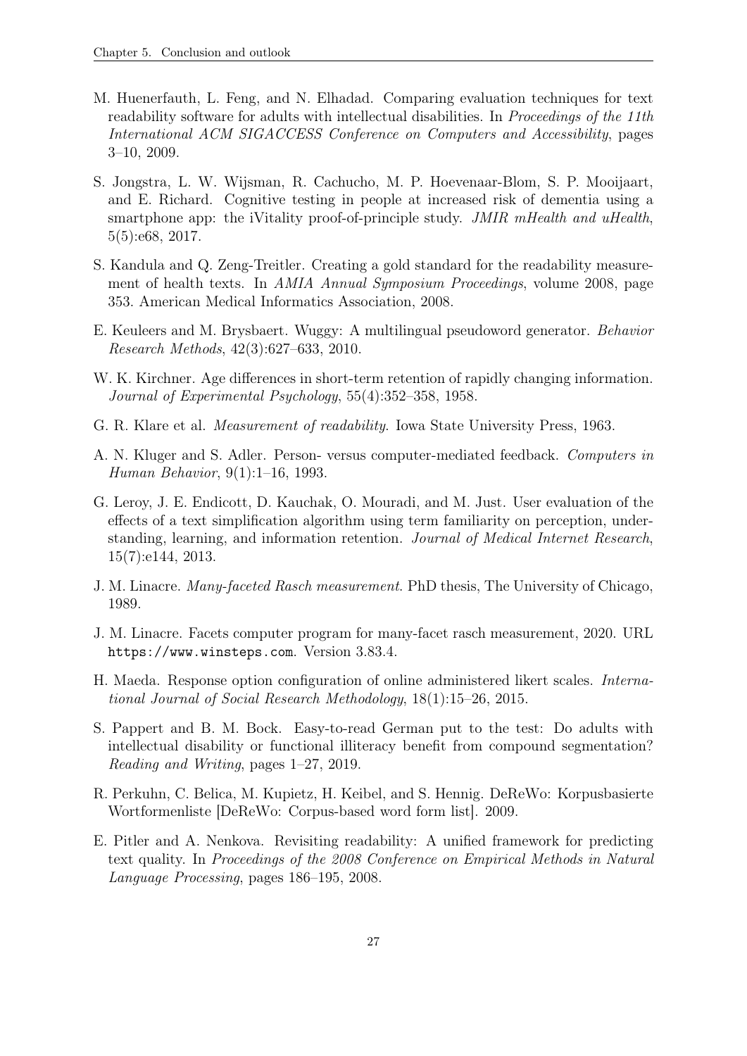M. Huenerfauth, L. Feng, and N. Elhadad. Comparing evaluation techniques for text readability software for adults with intellectual disabilities. In *Proceedings of the 11th International ACM SIGACCESS Conference on Computers and Accessibility*, pages 3–10, 2009.

S. Jongstra, L. W. Wijsman, R. Cachucho, M. P. Hoevenaar-Blom, S. P. Mooijaart, and E. Richard. Cognitive testing in people at increased risk of dementia using a smartphone app: the iVitality proof-of-principle study. *JMIR mHealth and uHealth*, 5(5):e68, 2017.

S. Kandula and Q. Zeng-Treitler. Creating a gold standard for the readability measurement of health texts. In *AMIA Annual Symposium Proceedings*, volume 2008, page 353. American Medical Informatics Association, 2008.

E. Keuleers and M. Brysbaert. Wuggy: A multilingual pseudoword generator. *Behavior Research Methods*, 42(3):627–633, 2010.

W. K. Kirchner. Age differences in short-term retention of rapidly changing information. *Journal of Experimental Psychology*, 55(4):352–358, 1958.

G. R. Klare et al. *Measurement of readability*. Iowa State University Press, 1963.

A. N. Kluger and S. Adler. Person- versus computer-mediated feedback. *Computers in Human Behavior*, 9(1):1–16, 1993.

G. Leroy, J. E. Endicott, D. Kauchak, O. Mouradi, and M. Just. User evaluation of the effects of a text simplification algorithm using term familiarity on perception, understanding, learning, and information retention. *Journal of Medical Internet Research*, 15(7):e144, 2013.

J. M. Linacre. *Many-faceted Rasch measurement*. PhD thesis, The University of Chicago, 1989.

J. M. Linacre. Facets computer program for many-facet rasch measurement, 2020. URL https://www.winsteps.com. Version 3.83.4.

H. Maeda. Response option configuration of online administered likert scales. *International Journal of Social Research Methodology*, 18(1):15–26, 2015.

S. Pappert and B. M. Bock. Easy-to-read German put to the test: Do adults with intellectual disability or functional illiteracy benefit from compound segmentation? *Reading and Writing*, pages 1–27, 2019.

R. Perkuhn, C. Belica, M. Kupietz, H. Keibel, and S. Hennig. DeReWo: Korpusbasierte Wortformenliste [DeReWo: Corpus-based word form list]. 2009.

E. Pitler and A. Nenkova. Revisiting readability: A unified framework for predicting text quality. In *Proceedings of the 2008 Conference on Empirical Methods in Natural Language Processing*, pages 186–195, 2008.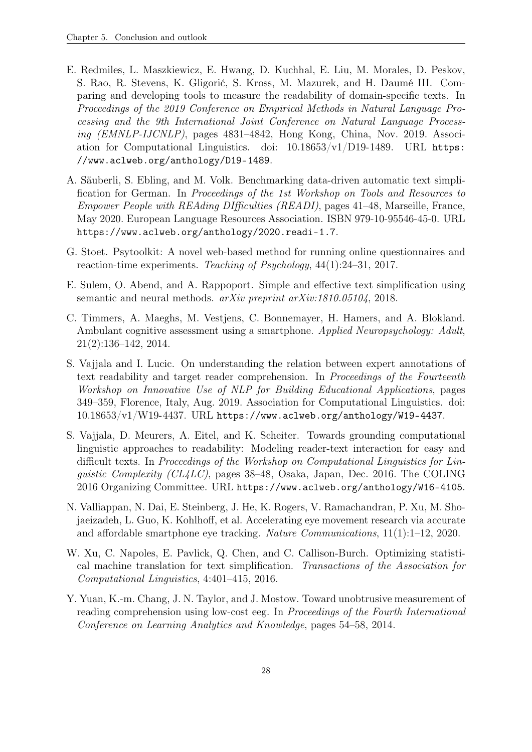E. Redmiles, L. Maszkiewicz, E. Hwang, D. Kuchhal, E. Liu, M. Morales, D. Peskov, S. Rao, R. Stevens, K. Gligorić, S. Kross, M. Mazurek, and H. Daumé III. Comparing and developing tools to measure the readability of domain-specific texts. In *Proceedings of the 2019 Conference on Empirical Methods in Natural Language Processing and the 9th International Joint Conference on Natural Language Processing (EMNLP-IJCNLP)*, pages 4831–4842, Hong Kong, China, Nov. 2019. Association for Computational Linguistics. doi: 10.18653/v1/D19-1489. URL `https://www.aclweb.org/anthology/D19-1489`.

A. Säuberli, S. Ebling, and M. Volk. Benchmarking data-driven automatic text simplification for German. In *Proceedings of the 1st Workshop on Tools and Resources to Empower People with REAding DIfficulties (READI)*, pages 41–48, Marseille, France, May 2020. European Language Resources Association. ISBN 979-10-95546-45-0. URL `https://www.aclweb.org/anthology/2020.readi-1.7`.

G. Stoet. Psytoolkit: A novel web-based method for running online questionnaires and reaction-time experiments. *Teaching of Psychology*, 44(1):24–31, 2017.

E. Sulem, O. Abend, and A. Rappoport. Simple and effective text simplification using semantic and neural methods. *arXiv preprint arXiv:1810.05104*, 2018.

C. Timmers, A. Maeghs, M. Vestjens, C. Bonnemayer, H. Hamers, and A. Blokland. Ambulant cognitive assessment using a smartphone. *Applied Neuropsychology: Adult*, 21(2):136–142, 2014.

S. Vajjala and I. Lucic. On understanding the relation between expert annotations of text readability and target reader comprehension. In *Proceedings of the Fourteenth Workshop on Innovative Use of NLP for Building Educational Applications*, pages 349–359, Florence, Italy, Aug. 2019. Association for Computational Linguistics. doi: 10.18653/v1/W19-4437. URL `https://www.aclweb.org/anthology/W19-4437`.

S. Vajjala, D. Meurers, A. Eitel, and K. Scheiter. Towards grounding computational linguistic approaches to readability: Modeling reader-text interaction for easy and difficult texts. In *Proceedings of the Workshop on Computational Linguistics for Linguistic Complexity (CL4LC)*, pages 38–48, Osaka, Japan, Dec. 2016. The COLING 2016 Organizing Committee. URL `https://www.aclweb.org/anthology/W16-4105`.

N. Valliappan, N. Dai, E. Steinberg, J. He, K. Rogers, V. Ramachandran, P. Xu, M. Shojaeizadeh, L. Guo, K. Kohlhoff, et al. Accelerating eye movement research via accurate and affordable smartphone eye tracking. *Nature Communications*, 11(1):1–12, 2020.

W. Xu, C. Napoles, E. Pavlick, Q. Chen, and C. Callison-Burch. Optimizing statistical machine translation for text simplification. *Transactions of the Association for Computational Linguistics*, 4:401–415, 2016.

Y. Yuan, K.-m. Chang, J. N. Taylor, and J. Mostow. Toward unobtrusive measurement of reading comprehension using low-cost eeg. In *Proceedings of the Fourth International Conference on Learning Analytics and Knowledge*, pages 54–58, 2014.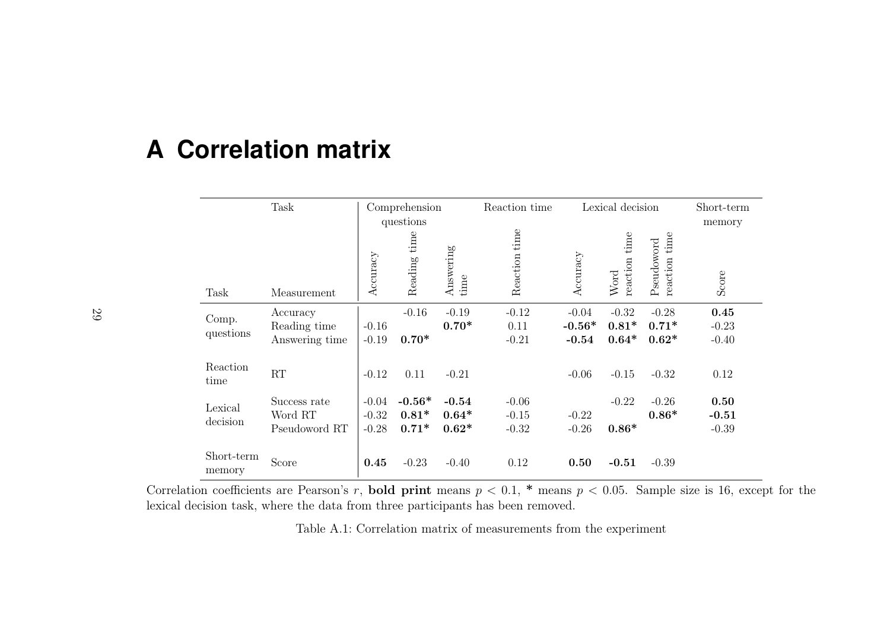# A Correlation matrix

| Task | | Comprehension questions | | | Reaction time | Lexical decision | | | Short-term memory |
|---|---|---|---|---|---|---|---|---|---|
| Task | Measurement | Accuracy | Reading time | Answering time | Reaction time | Accuracy | Word reaction time | Pseudoword reaction time | Score |
| Comp. questions | Accuracy | | -0.16 | -0.19 | -0.12 | -0.04 | -0.32 | -0.28 | **0.45** |
| | Reading time | -0.16 | | **0.70*** | 0.11 | **-0.56*** | **0.81*** | **0.71*** | -0.23 |
| | Answering time | -0.19 | **0.70*** | | -0.21 | **-0.54** | **0.64*** | **0.62*** | -0.40 |
| Reaction time | RT | -0.12 | 0.11 | -0.21 | | -0.06 | -0.15 | -0.32 | 0.12 |
| Lexical decision | Success rate | -0.04 | **-0.56*** | **-0.54** | -0.06 | | -0.22 | -0.26 | **0.50** |
| | Word RT | -0.32 | **0.81*** | **0.64*** | -0.15 | -0.22 | | **0.86*** | **-0.51** |
| | Pseudoword RT | -0.28 | **0.71*** | **0.62*** | -0.32 | -0.26 | **0.86*** | | -0.39 |
| Short-term memory | Score | **0.45** | -0.23 | -0.40 | 0.12 | **0.50** | **-0.51** | -0.39 | |

Correlation coefficients are Pearson's $r$, **bold print** means $p < 0.1$, * means $p < 0.05$. Sample size is 16, except for the lexical decision task, where the data from three participants has been removed.

Table A.1: Correlation matrix of measurements from the experiment